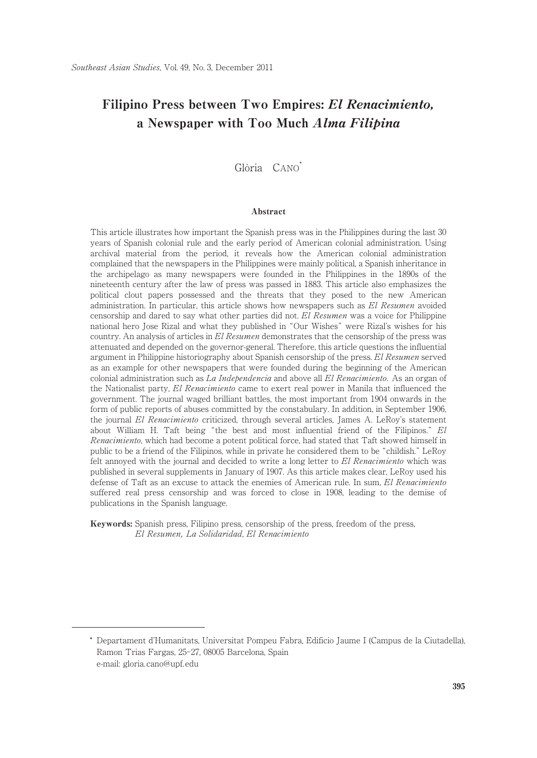# Filipino Press between Two Empires: *El Renacimiento*, a Newspaper with Too Much *Alma Filipina*

Glòria CANO[*]

## Abstract

This article illustrates how important the Spanish press was in the Philippines during the last 30 years of Spanish colonial rule and the early period of American colonial administration. Using archival material from the period, it reveals how the American colonial administration complained that the newspapers in the Philippines were mainly political, a Spanish inheritance in the archipelago as many newspapers were founded in the Philippines in the 1890s of the nineteenth century after the law of press was passed in 1883. This article also emphasizes the political clout papers possessed and the threats that they posed to the new American administration. In particular, this article shows how newspapers such as *El Resumen* avoided censorship and dared to say what other parties did not. *El Resumen* was a voice for Philippine national hero Jose Rizal and what they published in "Our Wishes" were Rizal's wishes for his country. An analysis of articles in *El Resumen* demonstrates that the censorship of the press was attenuated and depended on the governor-general. Therefore, this article questions the influential argument in Philippine historiography about Spanish censorship of the press. *El Resumen* served as an example for other newspapers that were founded during the beginning of the American colonial administration such as *La Independencia* and above all *El Renacimiento*. As an organ of the Nationalist party, *El Renacimiento* came to exert real power in Manila that influenced the government. The journal waged brilliant battles, the most important from 1904 onwards in the form of public reports of abuses committed by the constabulary. In addition, in September 1906, the journal *El Renacimiento* criticized, through several articles, James A. LeRoy's statement about William H. Taft being "the best and most influential friend of the Filipinos." *El Renacimiento*, which had become a potent political force, had stated that Taft showed himself in public to be a friend of the Filipinos, while in private he considered them to be "childish." LeRoy felt annoyed with the journal and decided to write a long letter to *El Renacimiento* which was published in several supplements in January of 1907. As this article makes clear, LeRoy used his defense of Taft as an excuse to attack the enemies of American rule. In sum, *El Renacimiento* suffered real press censorship and was forced to close in 1908, leading to the demise of publications in the Spanish language.

**Keywords:** Spanish press, Filipino press, censorship of the press, freedom of the press, *El Resumen, La Solidaridad, El Renacimiento*

---

[*] Departament d'Humanitats, Universitat Pompeu Fabra, Edificio Jaume I (Campus de la Ciutadella), Ramon Trias Fargas, 25–27, 08005 Barcelona, Spain
e-mail: gloria.cano@upf.edu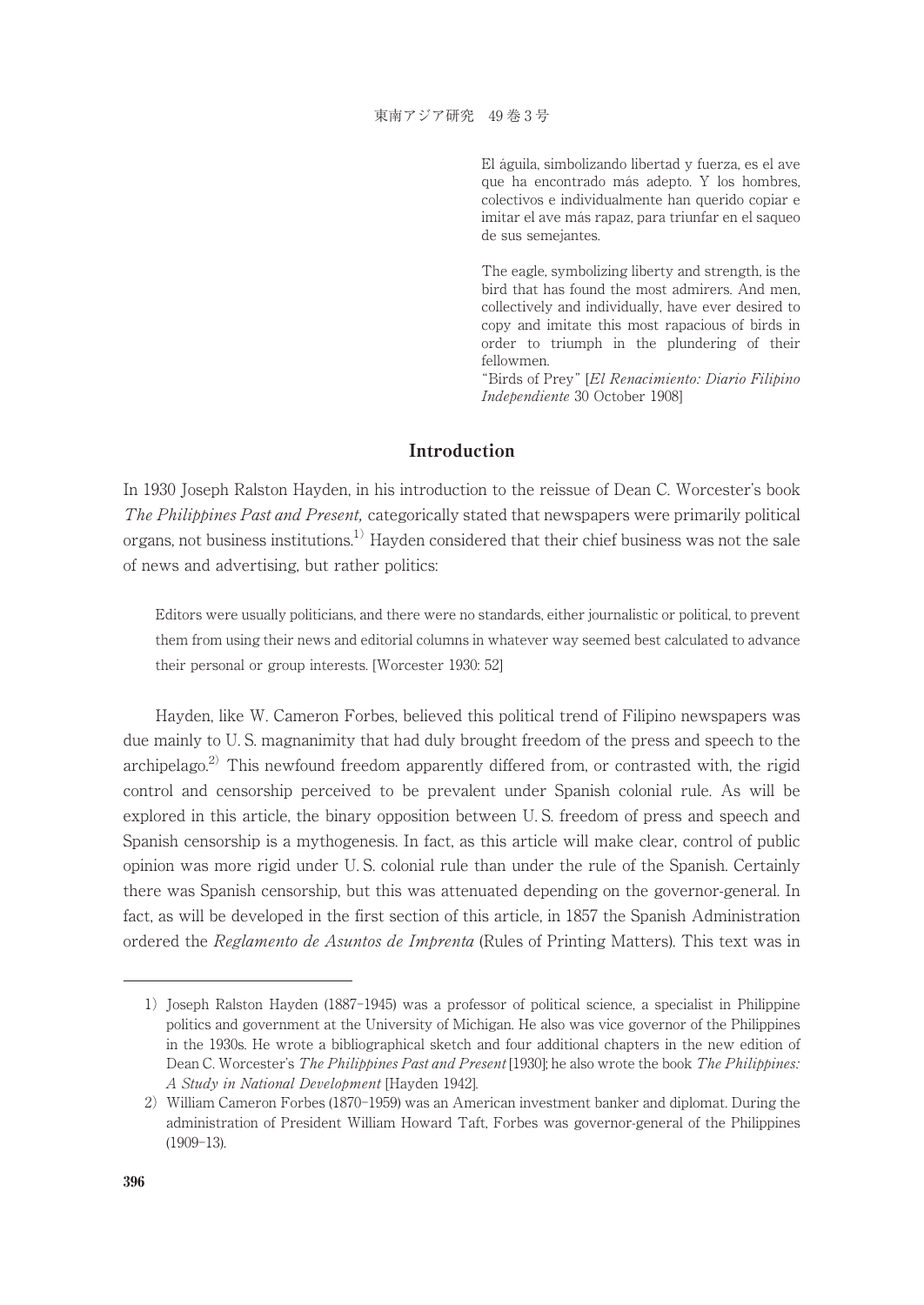El águila, simbolizando libertad y fuerza, es el ave que ha encontrado más adepto. Y los hombres, colectivos e individualmente han querido copiar e imitar el ave más rapaz, para triunfar en el saqueo de sus semejantes.

The eagle, symbolizing liberty and strength, is the bird that has found the most admirers. And men, collectively and individually, have ever desired to copy and imitate this most rapacious of birds in order to triumph in the plundering of their fellowmen.
"Birds of Prey" [*El Renacimiento: Diario Filipino Independiente* 30 October 1908]

## Introduction

In 1930 Joseph Ralston Hayden, in his introduction to the reissue of Dean C. Worcester's book *The Philippines Past and Present,* categorically stated that newspapers were primarily political organs, not business institutions.[1] Hayden considered that their chief business was not the sale of news and advertising, but rather politics:

> Editors were usually politicians, and there were no standards, either journalistic or political, to prevent them from using their news and editorial columns in whatever way seemed best calculated to advance their personal or group interests. [Worcester 1930: 52]

Hayden, like W. Cameron Forbes, believed this political trend of Filipino newspapers was due mainly to U. S. magnanimity that had duly brought freedom of the press and speech to the archipelago.[2] This newfound freedom apparently differed from, or contrasted with, the rigid control and censorship perceived to be prevalent under Spanish colonial rule. As will be explored in this article, the binary opposition between U. S. freedom of press and speech and Spanish censorship is a mythogenesis. In fact, as this article will make clear, control of public opinion was more rigid under U. S. colonial rule than under the rule of the Spanish. Certainly there was Spanish censorship, but this was attenuated depending on the governor-general. In fact, as will be developed in the first section of this article, in 1857 the Spanish Administration ordered the *Reglamento de Asuntos de Imprenta* (Rules of Printing Matters). This text was in

1) Joseph Ralston Hayden (1887–1945) was a professor of political science, a specialist in Philippine politics and government at the University of Michigan. He also was vice governor of the Philippines in the 1930s. He wrote a bibliographical sketch and four additional chapters in the new edition of Dean C. Worcester's *The Philippines Past and Present* [1930]; he also wrote the book *The Philippines: A Study in National Development* [Hayden 1942].

2) William Cameron Forbes (1870–1959) was an American investment banker and diplomat. During the administration of President William Howard Taft, Forbes was governor-general of the Philippines (1909–13).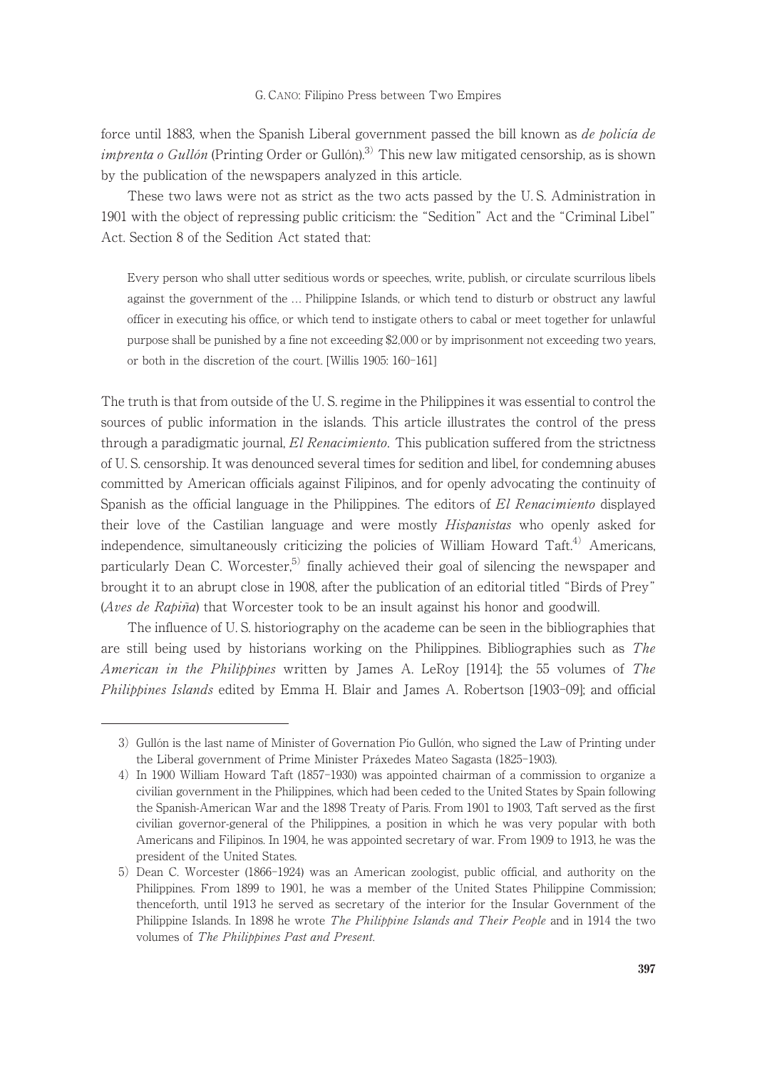force until 1883, when the Spanish Liberal government passed the bill known as *de policía de imprenta o Gullón* (Printing Order or Gullón).[3] This new law mitigated censorship, as is shown by the publication of the newspapers analyzed in this article.

These two laws were not as strict as the two acts passed by the U. S. Administration in 1901 with the object of repressing public criticism: the "Sedition" Act and the "Criminal Libel" Act. Section 8 of the Sedition Act stated that:

> Every person who shall utter seditious words or speeches, write, publish, or circulate scurrilous libels against the government of the … Philippine Islands, or which tend to disturb or obstruct any lawful officer in executing his office, or which tend to instigate others to cabal or meet together for unlawful purpose shall be punished by a fine not exceeding $2,000 or by imprisonment not exceeding two years, or both in the discretion of the court. [Willis 1905: 160–161]

The truth is that from outside of the U. S. regime in the Philippines it was essential to control the sources of public information in the islands. This article illustrates the control of the press through a paradigmatic journal, *El Renacimiento*. This publication suffered from the strictness of U. S. censorship. It was denounced several times for sedition and libel, for condemning abuses committed by American officials against Filipinos, and for openly advocating the continuity of Spanish as the official language in the Philippines. The editors of *El Renacimiento* displayed their love of the Castilian language and were mostly *Hispanistas* who openly asked for independence, simultaneously criticizing the policies of William Howard Taft.[4] Americans, particularly Dean C. Worcester,[5] finally achieved their goal of silencing the newspaper and brought it to an abrupt close in 1908, after the publication of an editorial titled "Birds of Prey" (*Aves de Rapiña*) that Worcester took to be an insult against his honor and goodwill.

The influence of U. S. historiography on the academe can be seen in the bibliographies that are still being used by historians working on the Philippines. Bibliographies such as *The American in the Philippines* written by James A. LeRoy [1914]; the 55 volumes of *The Philippines Islands* edited by Emma H. Blair and James A. Robertson [1903–09]; and official

---

3) Gullón is the last name of Minister of Governation Pío Gullón, who signed the Law of Printing under the Liberal government of Prime Minister Práxedes Mateo Sagasta (1825–1903).

4) In 1900 William Howard Taft (1857–1930) was appointed chairman of a commission to organize a civilian government in the Philippines, which had been ceded to the United States by Spain following the Spanish-American War and the 1898 Treaty of Paris. From 1901 to 1903, Taft served as the first civilian governor-general of the Philippines, a position in which he was very popular with both Americans and Filipinos. In 1904, he was appointed secretary of war. From 1909 to 1913, he was the president of the United States.

5) Dean C. Worcester (1866–1924) was an American zoologist, public official, and authority on the Philippines. From 1899 to 1901, he was a member of the United States Philippine Commission; thenceforth, until 1913 he served as secretary of the interior for the Insular Government of the Philippine Islands. In 1898 he wrote *The Philippine Islands and Their People* and in 1914 the two volumes of *The Philippines Past and Present*.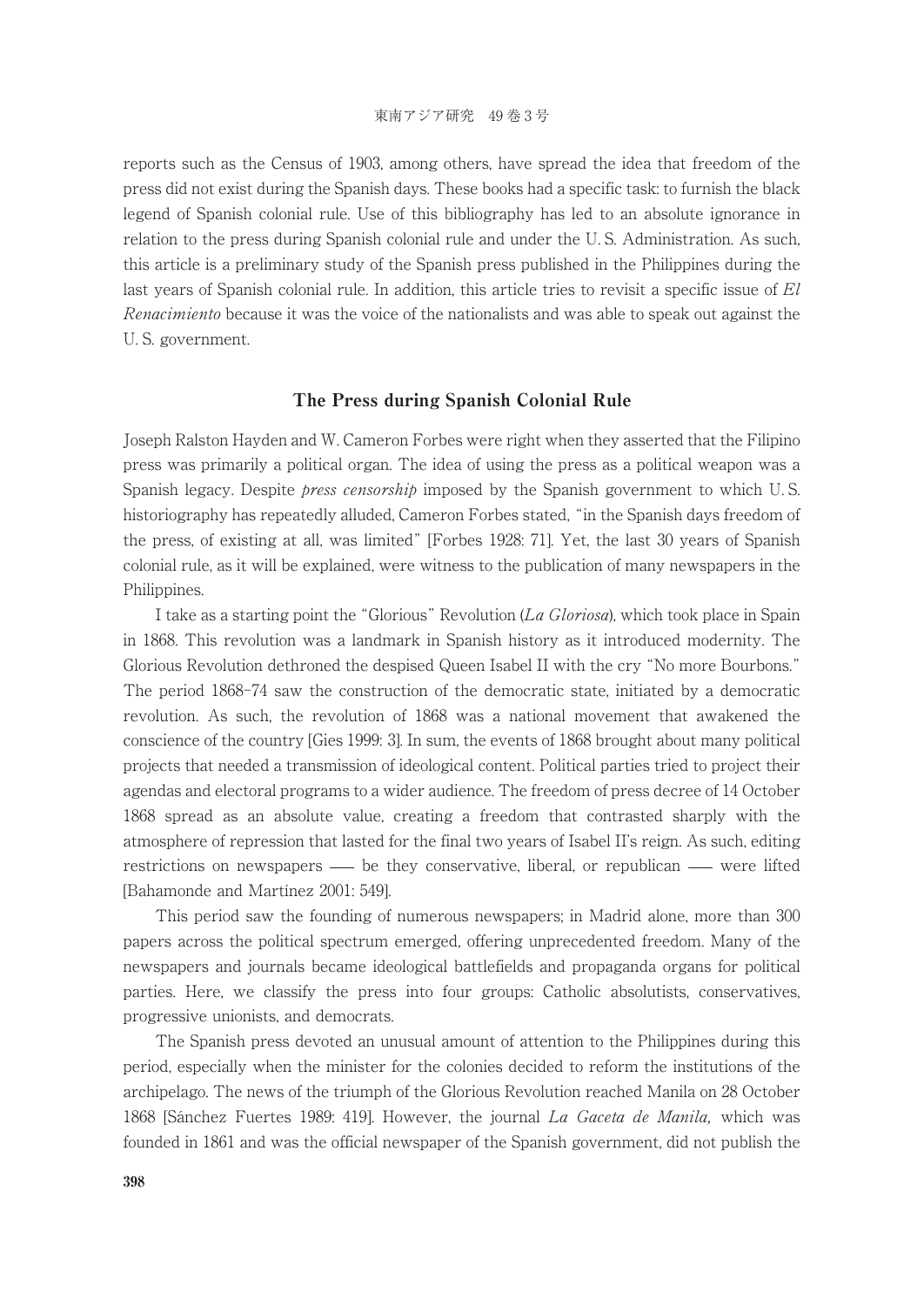reports such as the Census of 1903, among others, have spread the idea that freedom of the press did not exist during the Spanish days. These books had a specific task: to furnish the black legend of Spanish colonial rule. Use of this bibliography has led to an absolute ignorance in relation to the press during Spanish colonial rule and under the U. S. Administration. As such, this article is a preliminary study of the Spanish press published in the Philippines during the last years of Spanish colonial rule. In addition, this article tries to revisit a specific issue of *El Renacimiento* because it was the voice of the nationalists and was able to speak out against the U. S. government.

## The Press during Spanish Colonial Rule

Joseph Ralston Hayden and W. Cameron Forbes were right when they asserted that the Filipino press was primarily a political organ. The idea of using the press as a political weapon was a Spanish legacy. Despite *press censorship* imposed by the Spanish government to which U. S. historiography has repeatedly alluded, Cameron Forbes stated, "in the Spanish days freedom of the press, of existing at all, was limited" [Forbes 1928: 71]. Yet, the last 30 years of Spanish colonial rule, as it will be explained, were witness to the publication of many newspapers in the Philippines.

I take as a starting point the "Glorious" Revolution (*La Gloriosa*), which took place in Spain in 1868. This revolution was a landmark in Spanish history as it introduced modernity. The Glorious Revolution dethroned the despised Queen Isabel II with the cry "No more Bourbons." The period 1868–74 saw the construction of the democratic state, initiated by a democratic revolution. As such, the revolution of 1868 was a national movement that awakened the conscience of the country [Gies 1999: 3]. In sum, the events of 1868 brought about many political projects that needed a transmission of ideological content. Political parties tried to project their agendas and electoral programs to a wider audience. The freedom of press decree of 14 October 1868 spread as an absolute value, creating a freedom that contrasted sharply with the atmosphere of repression that lasted for the final two years of Isabel II's reign. As such, editing restrictions on newspapers — be they conservative, liberal, or republican — were lifted [Bahamonde and Martínez 2001: 549].

This period saw the founding of numerous newspapers; in Madrid alone, more than 300 papers across the political spectrum emerged, offering unprecedented freedom. Many of the newspapers and journals became ideological battlefields and propaganda organs for political parties. Here, we classify the press into four groups: Catholic absolutists, conservatives, progressive unionists, and democrats.

The Spanish press devoted an unusual amount of attention to the Philippines during this period, especially when the minister for the colonies decided to reform the institutions of the archipelago. The news of the triumph of the Glorious Revolution reached Manila on 28 October 1868 [Sánchez Fuertes 1989: 419]. However, the journal *La Gaceta de Manila,* which was founded in 1861 and was the official newspaper of the Spanish government, did not publish the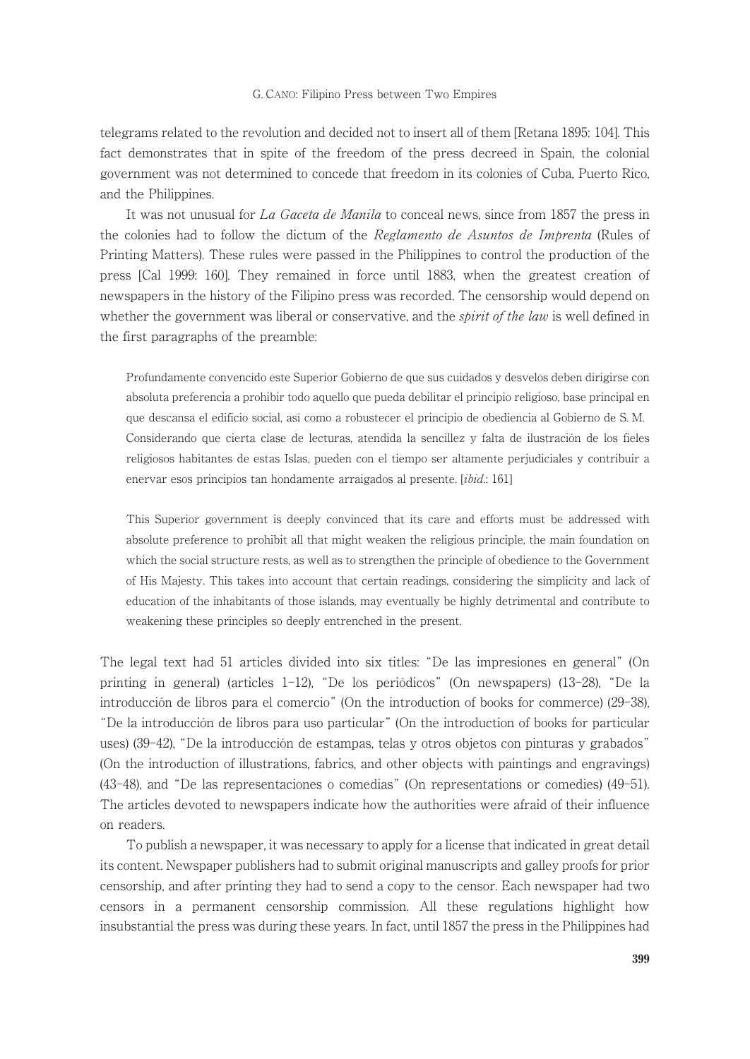telegrams related to the revolution and decided not to insert all of them [Retana 1895: 104]. This fact demonstrates that in spite of the freedom of the press decreed in Spain, the colonial government was not determined to concede that freedom in its colonies of Cuba, Puerto Rico, and the Philippines.

It was not unusual for *La Gaceta de Manila* to conceal news, since from 1857 the press in the colonies had to follow the dictum of the *Reglamento de Asuntos de Imprenta* (Rules of Printing Matters). These rules were passed in the Philippines to control the production of the press [Cal 1999: 160]. They remained in force until 1883, when the greatest creation of newspapers in the history of the Filipino press was recorded. The censorship would depend on whether the government was liberal or conservative, and the *spirit of the law* is well defined in the first paragraphs of the preamble:

> Profundamente convencido este Superior Gobierno de que sus cuidados y desvelos deben dirigirse con absoluta preferencia a prohibir todo aquello que pueda debilitar el principio religioso, base principal en que descansa el edificio social, así como a robustecer el principio de obediencia al Gobierno de S. M. Considerando que cierta clase de lecturas, atendida la sencillez y falta de ilustración de los fieles religiosos habitantes de estas Islas, pueden con el tiempo ser altamente perjudiciales y contribuir a enervar esos principios tan hondamente arraigados al presente. [*ibid*.: 161]

> This Superior government is deeply convinced that its care and efforts must be addressed with absolute preference to prohibit all that might weaken the religious principle, the main foundation on which the social structure rests, as well as to strengthen the principle of obedience to the Government of His Majesty. This takes into account that certain readings, considering the simplicity and lack of education of the inhabitants of those islands, may eventually be highly detrimental and contribute to weakening these principles so deeply entrenched in the present.

The legal text had 51 articles divided into six titles: "De las impresiones en general" (On printing in general) (articles 1–12), "De los periódicos" (On newspapers) (13–28), "De la introducción de libros para el comercio" (On the introduction of books for commerce) (29–38), "De la introducción de libros para uso particular" (On the introduction of books for particular uses) (39–42), "De la introducción de estampas, telas y otros objetos con pinturas y grabados" (On the introduction of illustrations, fabrics, and other objects with paintings and engravings) (43–48), and "De las representaciones o comedias" (On representations or comedies) (49–51). The articles devoted to newspapers indicate how the authorities were afraid of their influence on readers.

To publish a newspaper, it was necessary to apply for a license that indicated in great detail its content. Newspaper publishers had to submit original manuscripts and galley proofs for prior censorship, and after printing they had to send a copy to the censor. Each newspaper had two censors in a permanent censorship commission. All these regulations highlight how insubstantial the press was during these years. In fact, until 1857 the press in the Philippines had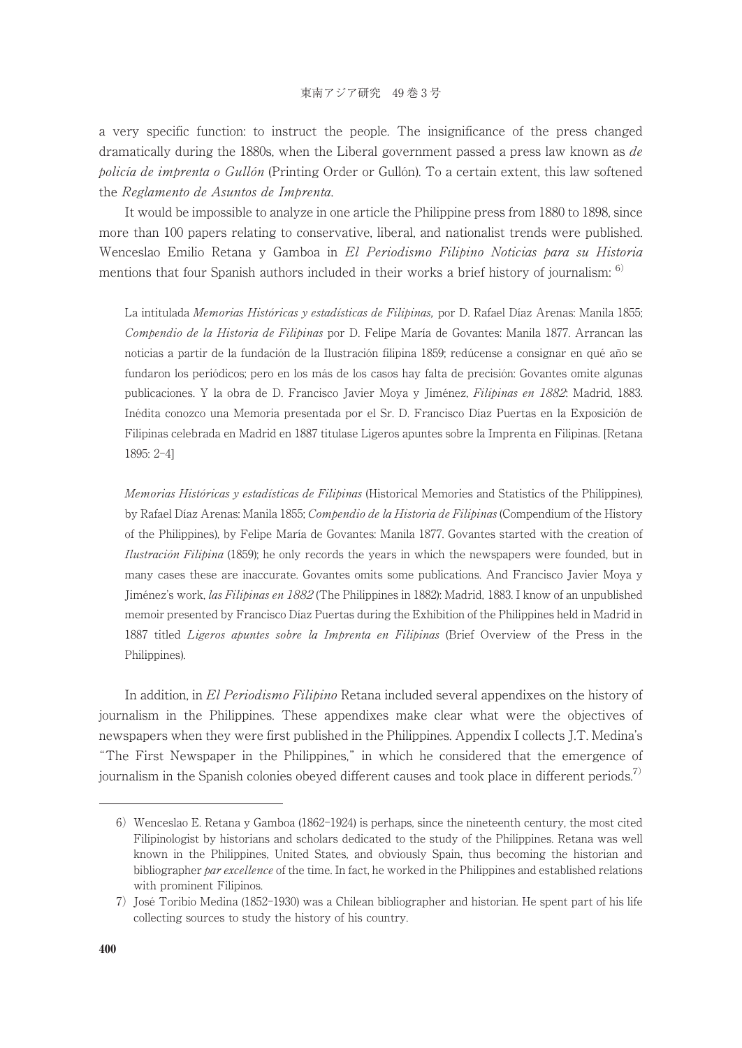a very specific function: to instruct the people. The insignificance of the press changed dramatically during the 1880s, when the Liberal government passed a press law known as *de policía de imprenta o Gullón* (Printing Order or Gullón). To a certain extent, this law softened the *Reglamento de Asuntos de Imprenta*.

It would be impossible to analyze in one article the Philippine press from 1880 to 1898, since more than 100 papers relating to conservative, liberal, and nationalist trends were published. Wenceslao Emilio Retana y Gamboa in *El Periodismo Filipino Noticias para su Historia* mentions that four Spanish authors included in their works a brief history of journalism: [6)]

> La intitulada *Memorias Históricas y estadísticas de Filipinas,* por D. Rafael Díaz Arenas: Manila 1855; *Compendio de la Historia de Filipinas* por D. Felipe María de Govantes: Manila 1877. Arrancan las noticias a partir de la fundación de la Ilustración filipina 1859; redúcense a consignar en qué año se fundaron los periódicos; pero en los más de los casos hay falta de precisión: Govantes omite algunas publicaciones. Y la obra de D. Francisco Javier Moya y Jiménez, *Filipinas en 1882*: Madrid, 1883. Inédita conozco una Memoria presentada por el Sr. D. Francisco Díaz Puertas en la Exposición de Filipinas celebrada en Madrid en 1887 titulase Ligeros apuntes sobre la Imprenta en Filipinas. [Retana 1895: 2–4]

> *Memorias Históricas y estadísticas de Filipinas* (Historical Memories and Statistics of the Philippines), by Rafael Díaz Arenas: Manila 1855; *Compendio de la Historia de Filipinas* (Compendium of the History of the Philippines), by Felipe María de Govantes: Manila 1877. Govantes started with the creation of *Ilustración Filipina* (1859); he only records the years in which the newspapers were founded, but in many cases these are inaccurate. Govantes omits some publications. And Francisco Javier Moya y Jiménez's work, *las Filipinas en 1882* (The Philippines in 1882): Madrid, 1883. I know of an unpublished memoir presented by Francisco Díaz Puertas during the Exhibition of the Philippines held in Madrid in 1887 titled *Ligeros apuntes sobre la Imprenta en Filipinas* (Brief Overview of the Press in the Philippines).

In addition, in *El Periodismo Filipino* Retana included several appendixes on the history of journalism in the Philippines. These appendixes make clear what were the objectives of newspapers when they were first published in the Philippines. Appendix I collects J.T. Medina's "The First Newspaper in the Philippines," in which he considered that the emergence of journalism in the Spanish colonies obeyed different causes and took place in different periods.[7)]

---

6) Wenceslao E. Retana y Gamboa (1862–1924) is perhaps, since the nineteenth century, the most cited Filipinologist by historians and scholars dedicated to the study of the Philippines. Retana was well known in the Philippines, United States, and obviously Spain, thus becoming the historian and bibliographer *par excellence* of the time. In fact, he worked in the Philippines and established relations with prominent Filipinos.

7) José Toribio Medina (1852–1930) was a Chilean bibliographer and historian. He spent part of his life collecting sources to study the history of his country.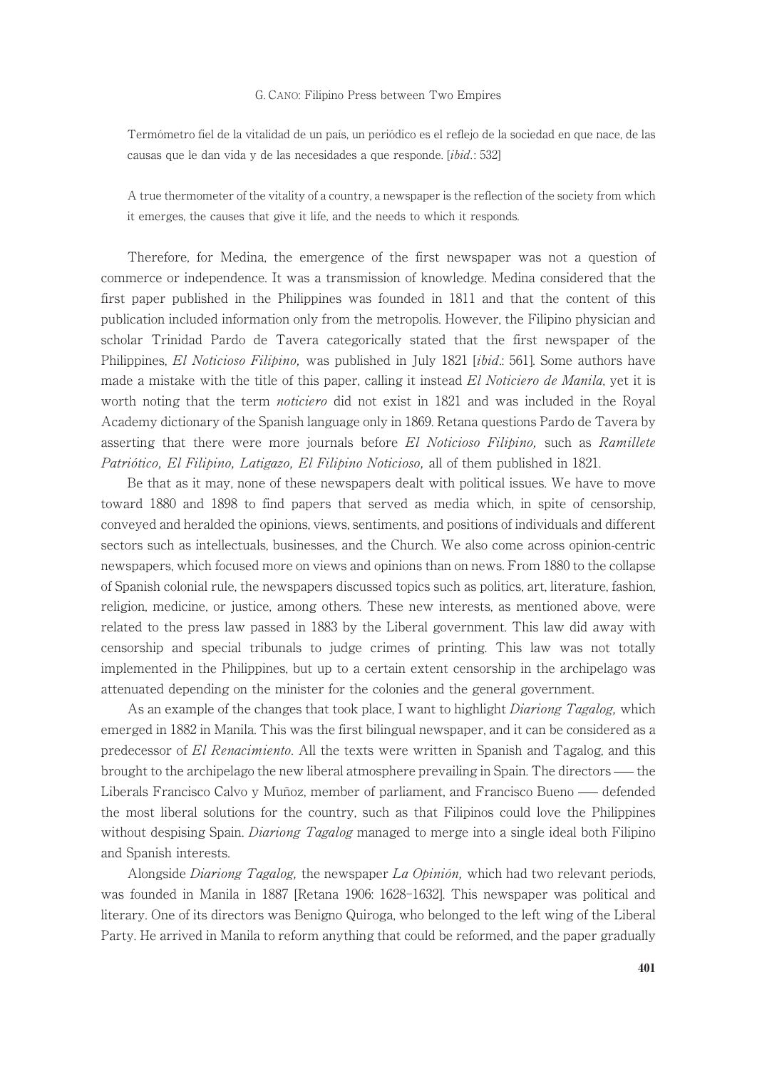> Termómetro fiel de la vitalidad de un país, un periódico es el reflejo de la sociedad en que nace, de las causas que le dan vida y de las necesidades a que responde. [*ibid*.: 532]

> A true thermometer of the vitality of a country, a newspaper is the reflection of the society from which it emerges, the causes that give it life, and the needs to which it responds.

Therefore, for Medina, the emergence of the first newspaper was not a question of commerce or independence. It was a transmission of knowledge. Medina considered that the first paper published in the Philippines was founded in 1811 and that the content of this publication included information only from the metropolis. However, the Filipino physician and scholar Trinidad Pardo de Tavera categorically stated that the first newspaper of the Philippines, *El Noticioso Filipino,* was published in July 1821 [*ibid*.: 561]. Some authors have made a mistake with the title of this paper, calling it instead *El Noticiero de Manila*, yet it is worth noting that the term *noticiero* did not exist in 1821 and was included in the Royal Academy dictionary of the Spanish language only in 1869. Retana questions Pardo de Tavera by asserting that there were more journals before *El Noticioso Filipino,* such as *Ramillete Patriótico, El Filipino, Latigazo, El Filipino Noticioso,* all of them published in 1821.

Be that as it may, none of these newspapers dealt with political issues. We have to move toward 1880 and 1898 to find papers that served as media which, in spite of censorship, conveyed and heralded the opinions, views, sentiments, and positions of individuals and different sectors such as intellectuals, businesses, and the Church. We also come across opinion-centric newspapers, which focused more on views and opinions than on news. From 1880 to the collapse of Spanish colonial rule, the newspapers discussed topics such as politics, art, literature, fashion, religion, medicine, or justice, among others. These new interests, as mentioned above, were related to the press law passed in 1883 by the Liberal government. This law did away with censorship and special tribunals to judge crimes of printing. This law was not totally implemented in the Philippines, but up to a certain extent censorship in the archipelago was attenuated depending on the minister for the colonies and the general government.

As an example of the changes that took place, I want to highlight *Diariong Tagalog,* which emerged in 1882 in Manila. This was the first bilingual newspaper, and it can be considered as a predecessor of *El Renacimiento*. All the texts were written in Spanish and Tagalog, and this brought to the archipelago the new liberal atmosphere prevailing in Spain. The directors — the Liberals Francisco Calvo y Muñoz, member of parliament, and Francisco Bueno — defended the most liberal solutions for the country, such as that Filipinos could love the Philippines without despising Spain. *Diariong Tagalog* managed to merge into a single ideal both Filipino and Spanish interests.

Alongside *Diariong Tagalog,* the newspaper *La Opinión,* which had two relevant periods, was founded in Manila in 1887 [Retana 1906: 1628–1632]. This newspaper was political and literary. One of its directors was Benigno Quiroga, who belonged to the left wing of the Liberal Party. He arrived in Manila to reform anything that could be reformed, and the paper gradually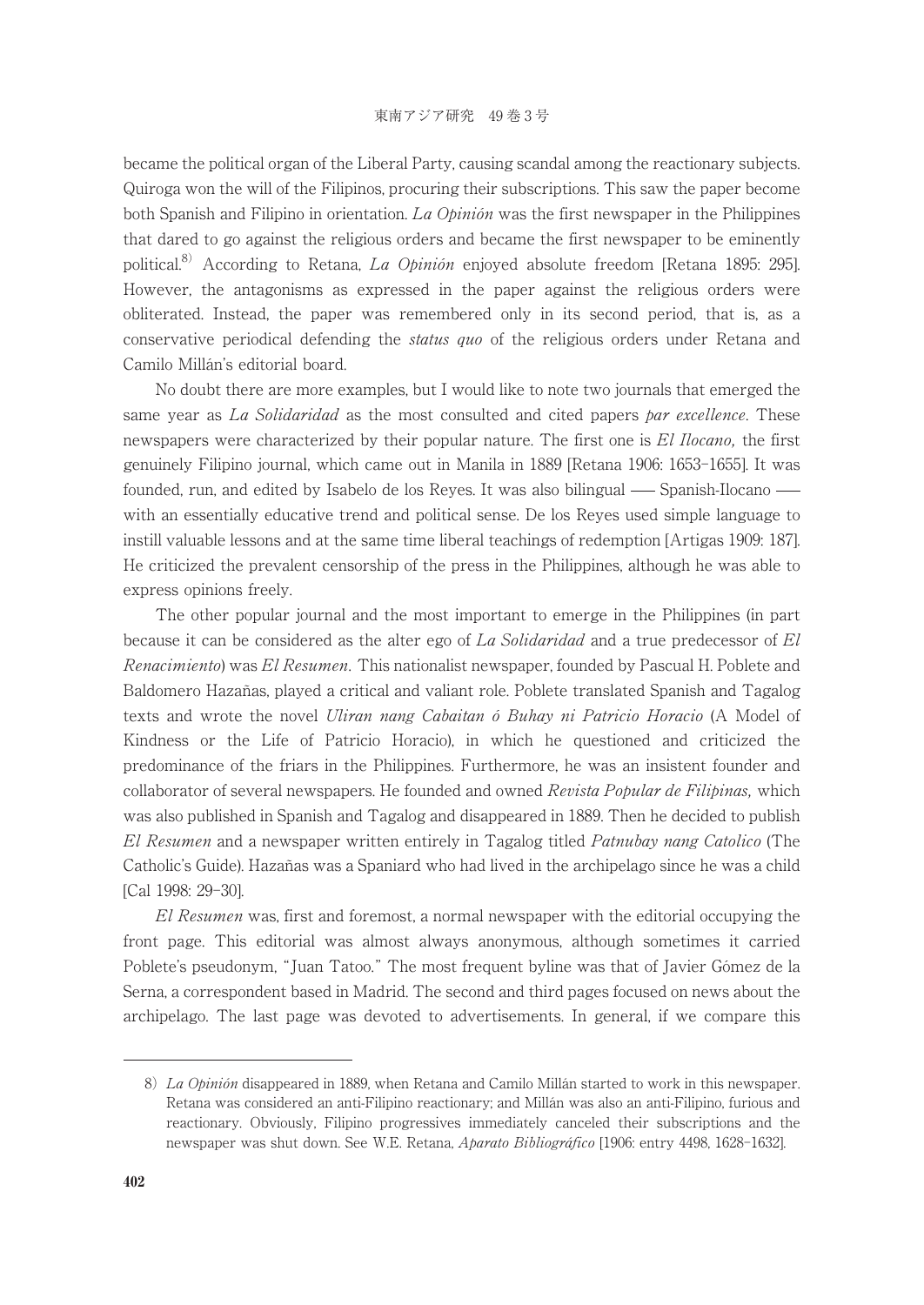became the political organ of the Liberal Party, causing scandal among the reactionary subjects. Quiroga won the will of the Filipinos, procuring their subscriptions. This saw the paper become both Spanish and Filipino in orientation. *La Opinión* was the first newspaper in the Philippines that dared to go against the religious orders and became the first newspaper to be eminently political.[8] According to Retana, *La Opinión* enjoyed absolute freedom [Retana 1895: 295]. However, the antagonisms as expressed in the paper against the religious orders were obliterated. Instead, the paper was remembered only in its second period, that is, as a conservative periodical defending the *status quo* of the religious orders under Retana and Camilo Millán's editorial board.

No doubt there are more examples, but I would like to note two journals that emerged the same year as *La Solidaridad* as the most consulted and cited papers *par excellence*. These newspapers were characterized by their popular nature. The first one is *El Ilocano,* the first genuinely Filipino journal, which came out in Manila in 1889 [Retana 1906: 1653–1655]. It was founded, run, and edited by Isabelo de los Reyes. It was also bilingual —— Spanish-Ilocano —— with an essentially educative trend and political sense. De los Reyes used simple language to instill valuable lessons and at the same time liberal teachings of redemption [Artigas 1909: 187]. He criticized the prevalent censorship of the press in the Philippines, although he was able to express opinions freely.

The other popular journal and the most important to emerge in the Philippines (in part because it can be considered as the alter ego of *La Solidaridad* and a true predecessor of *El Renacimiento*) was *El Resumen*. This nationalist newspaper, founded by Pascual H. Poblete and Baldomero Hazañas, played a critical and valiant role. Poblete translated Spanish and Tagalog texts and wrote the novel *Uliran nang Cabaitan ó Buhay ni Patricio Horacio* (A Model of Kindness or the Life of Patricio Horacio), in which he questioned and criticized the predominance of the friars in the Philippines. Furthermore, he was an insistent founder and collaborator of several newspapers. He founded and owned *Revista Popular de Filipinas,* which was also published in Spanish and Tagalog and disappeared in 1889. Then he decided to publish *El Resumen* and a newspaper written entirely in Tagalog titled *Patnubay nang Catolico* (The Catholic's Guide). Hazañas was a Spaniard who had lived in the archipelago since he was a child [Cal 1998: 29–30].

*El Resumen* was, first and foremost, a normal newspaper with the editorial occupying the front page. This editorial was almost always anonymous, although sometimes it carried Poblete's pseudonym, "Juan Tatoo." The most frequent byline was that of Javier Gómez de la Serna, a correspondent based in Madrid. The second and third pages focused on news about the archipelago. The last page was devoted to advertisements. In general, if we compare this

---

8) *La Opinión* disappeared in 1889, when Retana and Camilo Millán started to work in this newspaper. Retana was considered an anti-Filipino reactionary; and Millán was also an anti-Filipino, furious and reactionary. Obviously, Filipino progressives immediately canceled their subscriptions and the newspaper was shut down. See W.E. Retana, *Aparato Bibliográfico* [1906: entry 4498, 1628–1632].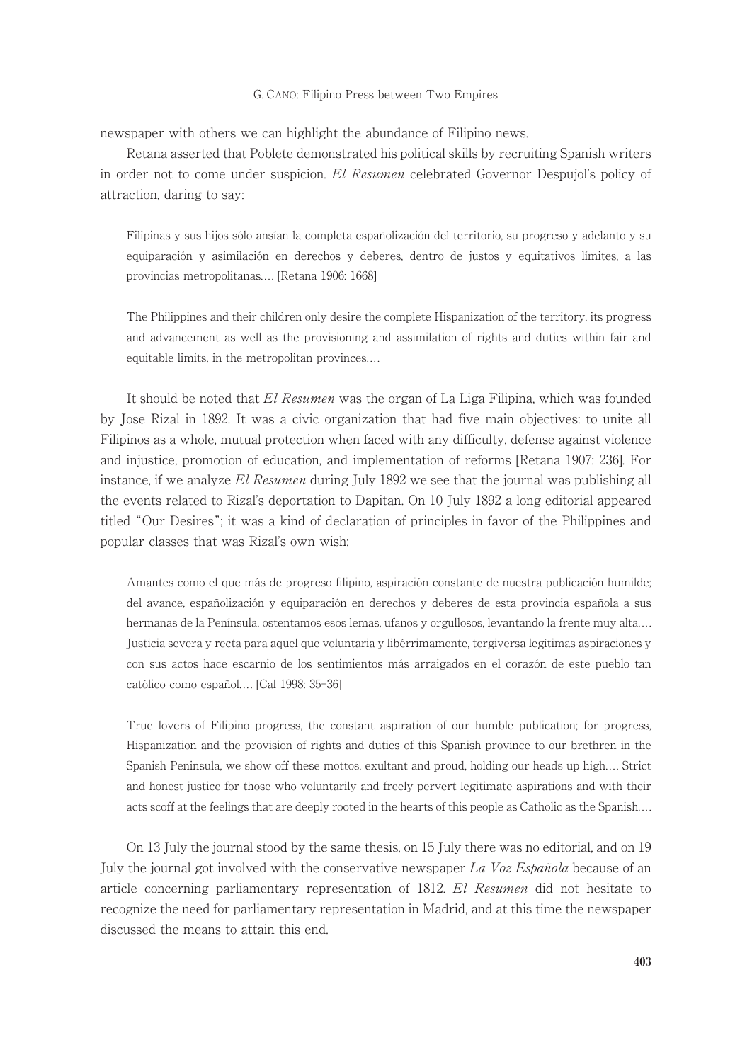newspaper with others we can highlight the abundance of Filipino news.

Retana asserted that Poblete demonstrated his political skills by recruiting Spanish writers in order not to come under suspicion. *El Resumen* celebrated Governor Despujol's policy of attraction, daring to say:

> Filipinas y sus hijos sólo ansían la completa españolización del territorio, su progreso y adelanto y su equiparación y asimilación en derechos y deberes, dentro de justos y equitativos límites, a las provincias metropolitanas.... [Retana 1906: 1668]

> The Philippines and their children only desire the complete Hispanization of the territory, its progress and advancement as well as the provisioning and assimilation of rights and duties within fair and equitable limits, in the metropolitan provinces....

It should be noted that *El Resumen* was the organ of La Liga Filipina, which was founded by Jose Rizal in 1892. It was a civic organization that had five main objectives: to unite all Filipinos as a whole, mutual protection when faced with any difficulty, defense against violence and injustice, promotion of education, and implementation of reforms [Retana 1907: 236]. For instance, if we analyze *El Resumen* during July 1892 we see that the journal was publishing all the events related to Rizal's deportation to Dapitan. On 10 July 1892 a long editorial appeared titled "Our Desires"; it was a kind of declaration of principles in favor of the Philippines and popular classes that was Rizal's own wish:

> Amantes como el que más de progreso filipino, aspiración constante de nuestra publicación humilde; del avance, españolización y equiparación en derechos y deberes de esta provincia española a sus hermanas de la Península, ostentamos esos lemas, ufanos y orgullosos, levantando la frente muy alta.... Justicia severa y recta para aquel que voluntaria y libérrimamente, tergiversa legítimas aspiraciones y con sus actos hace escarnio de los sentimientos más arraigados en el corazón de este pueblo tan católico como español.... [Cal 1998: 35–36]

> True lovers of Filipino progress, the constant aspiration of our humble publication; for progress, Hispanization and the provision of rights and duties of this Spanish province to our brethren in the Spanish Peninsula, we show off these mottos, exultant and proud, holding our heads up high.... Strict and honest justice for those who voluntarily and freely pervert legitimate aspirations and with their acts scoff at the feelings that are deeply rooted in the hearts of this people as Catholic as the Spanish....

On 13 July the journal stood by the same thesis, on 15 July there was no editorial, and on 19 July the journal got involved with the conservative newspaper *La Voz Española* because of an article concerning parliamentary representation of 1812. *El Resumen* did not hesitate to recognize the need for parliamentary representation in Madrid, and at this time the newspaper discussed the means to attain this end.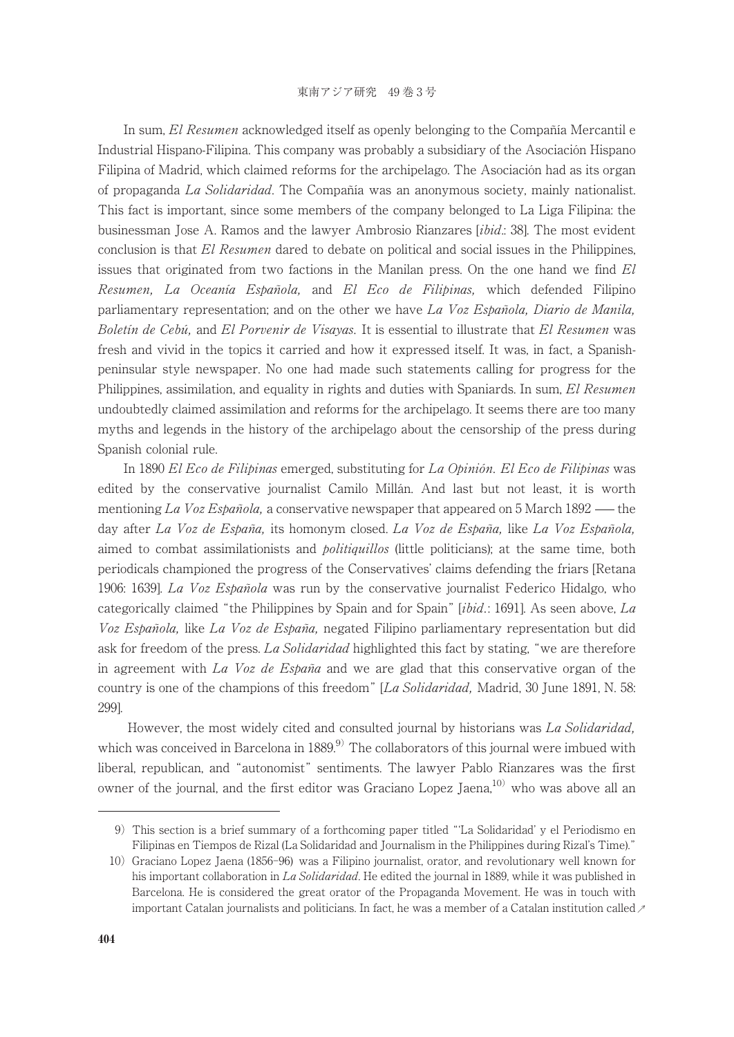In sum, *El Resumen* acknowledged itself as openly belonging to the Compañía Mercantil e Industrial Hispano-Filipina. This company was probably a subsidiary of the Asociación Hispano Filipina of Madrid, which claimed reforms for the archipelago. The Asociación had as its organ of propaganda *La Solidaridad*. The Compañía was an anonymous society, mainly nationalist. This fact is important, since some members of the company belonged to La Liga Filipina: the businessman Jose A. Ramos and the lawyer Ambrosio Rianzares [*ibid*.: 38]. The most evident conclusion is that *El Resumen* dared to debate on political and social issues in the Philippines, issues that originated from two factions in the Manilan press. On the one hand we find *El Resumen, La Oceanía Española,* and *El Eco de Filipinas,* which defended Filipino parliamentary representation; and on the other we have *La Voz Española, Diario de Manila, Boletín de Cebú,* and *El Porvenir de Visayas*. It is essential to illustrate that *El Resumen* was fresh and vivid in the topics it carried and how it expressed itself. It was, in fact, a Spanish-peninsular style newspaper. No one had made such statements calling for progress for the Philippines, assimilation, and equality in rights and duties with Spaniards. In sum, *El Resumen* undoubtedly claimed assimilation and reforms for the archipelago. It seems there are too many myths and legends in the history of the archipelago about the censorship of the press during Spanish colonial rule.

In 1890 *El Eco de Filipinas* emerged, substituting for *La Opinión*. *El Eco de Filipinas* was edited by the conservative journalist Camilo Millán. And last but not least, it is worth mentioning *La Voz Española,* a conservative newspaper that appeared on 5 March 1892 — the day after *La Voz de España,* its homonym closed. *La Voz de España,* like *La Voz Española,* aimed to combat assimilationists and *politiquillos* (little politicians); at the same time, both periodicals championed the progress of the Conservatives' claims defending the friars [Retana 1906: 1639]. *La Voz Española* was run by the conservative journalist Federico Hidalgo, who categorically claimed "the Philippines by Spain and for Spain" [*ibid*.: 1691]. As seen above, *La Voz Española,* like *La Voz de España,* negated Filipino parliamentary representation but did ask for freedom of the press. *La Solidaridad* highlighted this fact by stating, "we are therefore in agreement with *La Voz de España* and we are glad that this conservative organ of the country is one of the champions of this freedom" [*La Solidaridad,* Madrid, 30 June 1891, N. 58: 299].

However, the most widely cited and consulted journal by historians was *La Solidaridad,* which was conceived in Barcelona in 1889.[9] The collaborators of this journal were imbued with liberal, republican, and "autonomist" sentiments. The lawyer Pablo Rianzares was the first owner of the journal, and the first editor was Graciano Lopez Jaena,[10] who was above all an

---

9) This section is a brief summary of a forthcoming paper titled "'La Solidaridad' y el Periodismo en Filipinas en Tiempos de Rizal (La Solidaridad and Journalism in the Philippines during Rizal's Time)."

10) Graciano Lopez Jaena (1856–96) was a Filipino journalist, orator, and revolutionary well known for his important collaboration in *La Solidaridad*. He edited the journal in 1889, while it was published in Barcelona. He is considered the great orator of the Propaganda Movement. He was in touch with important Catalan journalists and politicians. In fact, he was a member of a Catalan institution called ↗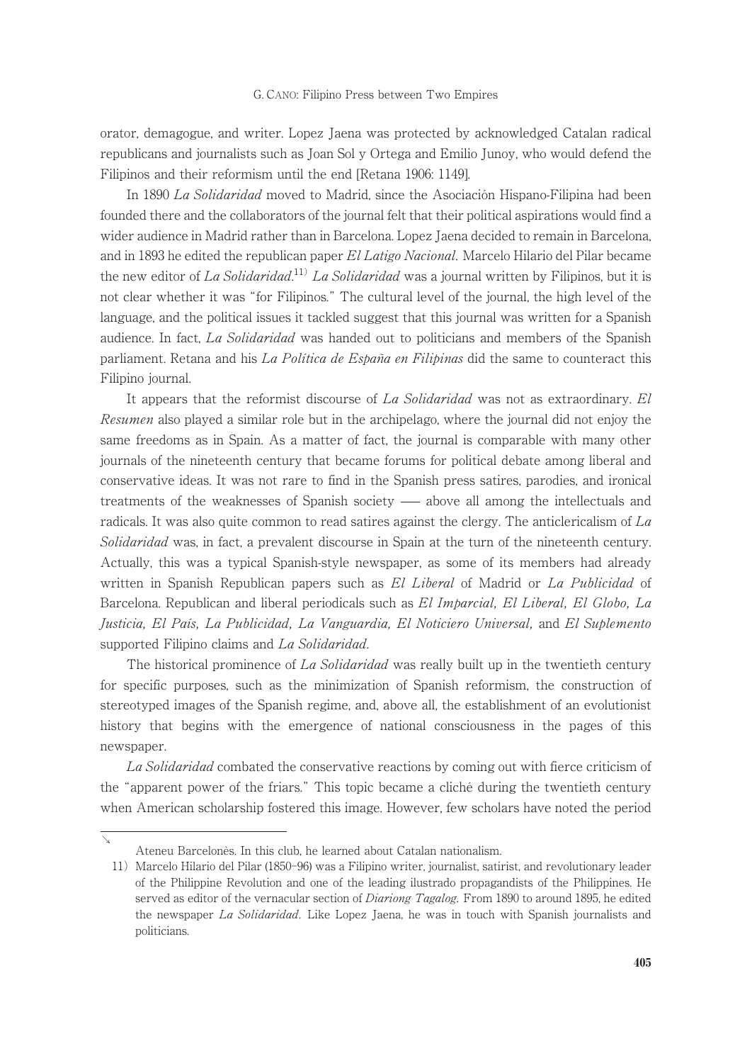orator, demagogue, and writer. Lopez Jaena was protected by acknowledged Catalan radical republicans and journalists such as Joan Sol y Ortega and Emilio Junoy, who would defend the Filipinos and their reformism until the end [Retana 1906: 1149].

In 1890 *La Solidaridad* moved to Madrid, since the Asociación Hispano-Filipina had been founded there and the collaborators of the journal felt that their political aspirations would find a wider audience in Madrid rather than in Barcelona. Lopez Jaena decided to remain in Barcelona, and in 1893 he edited the republican paper *El Latigo Nacional*. Marcelo Hilario del Pilar became the new editor of *La Solidaridad*.[11] *La Solidaridad* was a journal written by Filipinos, but it is not clear whether it was "for Filipinos." The cultural level of the journal, the high level of the language, and the political issues it tackled suggest that this journal was written for a Spanish audience. In fact, *La Solidaridad* was handed out to politicians and members of the Spanish parliament. Retana and his *La Política de España en Filipinas* did the same to counteract this Filipino journal.

It appears that the reformist discourse of *La Solidaridad* was not as extraordinary. *El Resumen* also played a similar role but in the archipelago, where the journal did not enjoy the same freedoms as in Spain. As a matter of fact, the journal is comparable with many other journals of the nineteenth century that became forums for political debate among liberal and conservative ideas. It was not rare to find in the Spanish press satires, parodies, and ironical treatments of the weaknesses of Spanish society — above all among the intellectuals and radicals. It was also quite common to read satires against the clergy. The anticlericalism of *La Solidaridad* was, in fact, a prevalent discourse in Spain at the turn of the nineteenth century. Actually, this was a typical Spanish-style newspaper, as some of its members had already written in Spanish Republican papers such as *El Liberal* of Madrid or *La Publicidad* of Barcelona. Republican and liberal periodicals such as *El Imparcial, El Liberal, El Globo, La Justicia, El País, La Publicidad, La Vanguardia, El Noticiero Universal,* and *El Suplemento* supported Filipino claims and *La Solidaridad*.

The historical prominence of *La Solidaridad* was really built up in the twentieth century for specific purposes, such as the minimization of Spanish reformism, the construction of stereotyped images of the Spanish regime, and, above all, the establishment of an evolutionist history that begins with the emergence of national consciousness in the pages of this newspaper.

*La Solidaridad* combated the conservative reactions by coming out with fierce criticism of the "apparent power of the friars." This topic became a cliché during the twentieth century when American scholarship fostered this image. However, few scholars have noted the period

---

↘ Ateneu Barcelonès. In this club, he learned about Catalan nationalism.

11) Marcelo Hilario del Pilar (1850–96) was a Filipino writer, journalist, satirist, and revolutionary leader of the Philippine Revolution and one of the leading ilustrado propagandists of the Philippines. He served as editor of the vernacular section of *Diariong Tagalog*. From 1890 to around 1895, he edited the newspaper *La Solidaridad*. Like Lopez Jaena, he was in touch with Spanish journalists and politicians.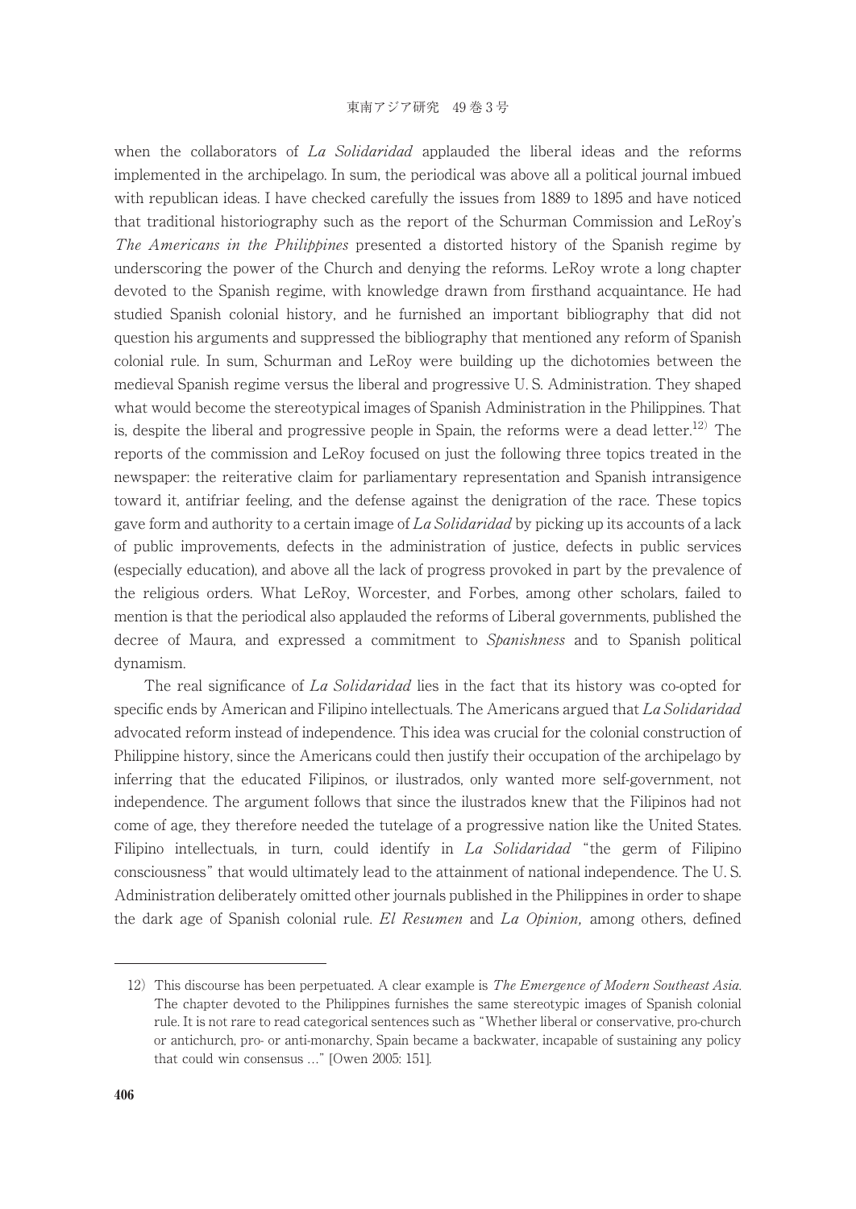when the collaborators of *La Solidaridad* applauded the liberal ideas and the reforms implemented in the archipelago. In sum, the periodical was above all a political journal imbued with republican ideas. I have checked carefully the issues from 1889 to 1895 and have noticed that traditional historiography such as the report of the Schurman Commission and LeRoy's *The Americans in the Philippines* presented a distorted history of the Spanish regime by underscoring the power of the Church and denying the reforms. LeRoy wrote a long chapter devoted to the Spanish regime, with knowledge drawn from firsthand acquaintance. He had studied Spanish colonial history, and he furnished an important bibliography that did not question his arguments and suppressed the bibliography that mentioned any reform of Spanish colonial rule. In sum, Schurman and LeRoy were building up the dichotomies between the medieval Spanish regime versus the liberal and progressive U. S. Administration. They shaped what would become the stereotypical images of Spanish Administration in the Philippines. That is, despite the liberal and progressive people in Spain, the reforms were a dead letter.[12] The reports of the commission and LeRoy focused on just the following three topics treated in the newspaper: the reiterative claim for parliamentary representation and Spanish intransigence toward it, antifriar feeling, and the defense against the denigration of the race. These topics gave form and authority to a certain image of *La Solidaridad* by picking up its accounts of a lack of public improvements, defects in the administration of justice, defects in public services (especially education), and above all the lack of progress provoked in part by the prevalence of the religious orders. What LeRoy, Worcester, and Forbes, among other scholars, failed to mention is that the periodical also applauded the reforms of Liberal governments, published the decree of Maura, and expressed a commitment to *Spanishness* and to Spanish political dynamism.

The real significance of *La Solidaridad* lies in the fact that its history was co-opted for specific ends by American and Filipino intellectuals. The Americans argued that *La Solidaridad* advocated reform instead of independence. This idea was crucial for the colonial construction of Philippine history, since the Americans could then justify their occupation of the archipelago by inferring that the educated Filipinos, or ilustrados, only wanted more self-government, not independence. The argument follows that since the ilustrados knew that the Filipinos had not come of age, they therefore needed the tutelage of a progressive nation like the United States. Filipino intellectuals, in turn, could identify in *La Solidaridad* "the germ of Filipino consciousness" that would ultimately lead to the attainment of national independence. The U. S. Administration deliberately omitted other journals published in the Philippines in order to shape the dark age of Spanish colonial rule. *El Resumen* and *La Opinion,* among others, defined

---

12) This discourse has been perpetuated. A clear example is *The Emergence of Modern Southeast Asia.* The chapter devoted to the Philippines furnishes the same stereotypic images of Spanish colonial rule. It is not rare to read categorical sentences such as "Whether liberal or conservative, pro-church or antichurch, pro- or anti-monarchy, Spain became a backwater, incapable of sustaining any policy that could win consensus ..." [Owen 2005: 151].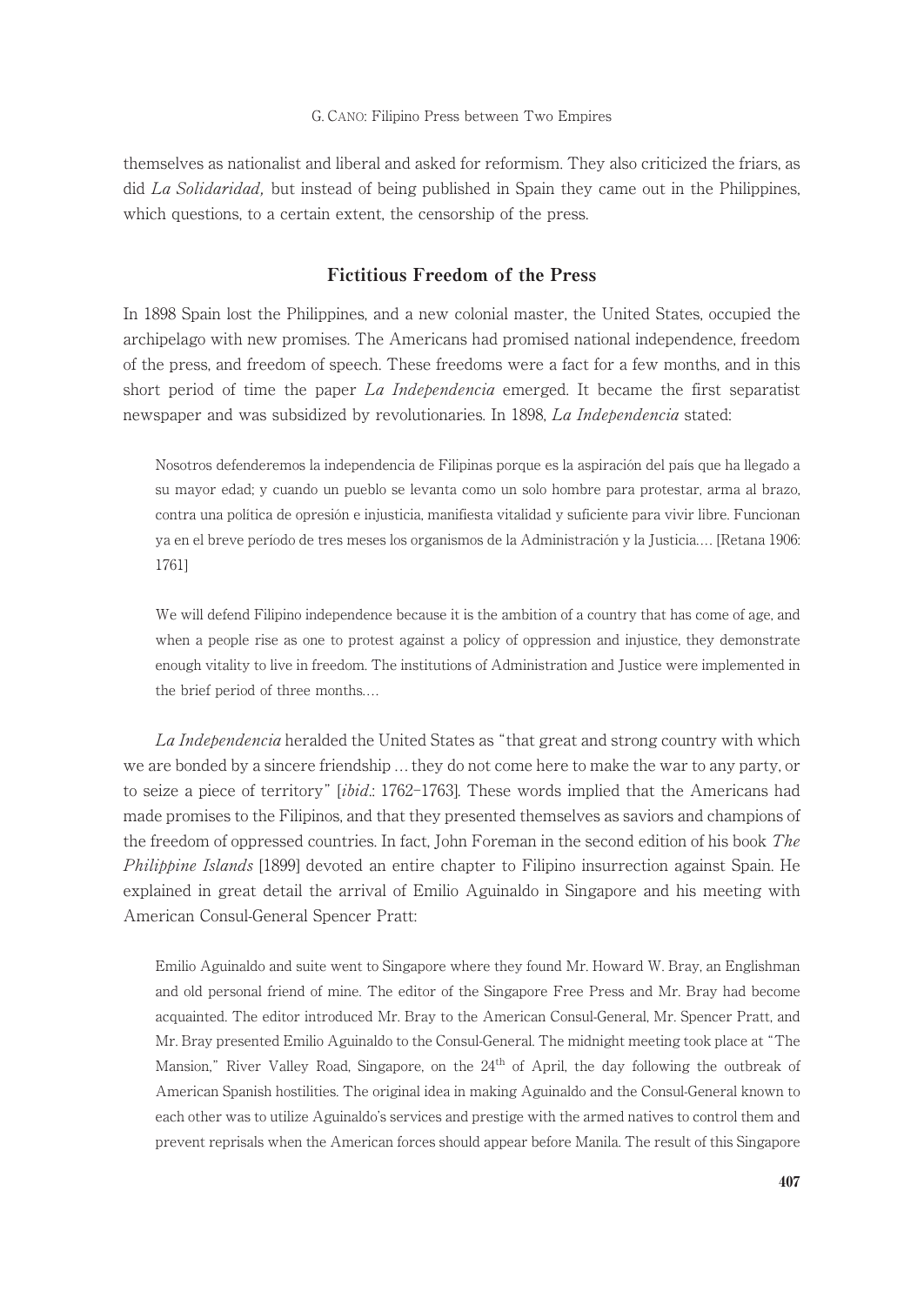themselves as nationalist and liberal and asked for reformism. They also criticized the friars, as did *La Solidaridad,* but instead of being published in Spain they came out in the Philippines, which questions, to a certain extent, the censorship of the press.

## Fictitious Freedom of the Press

In 1898 Spain lost the Philippines, and a new colonial master, the United States, occupied the archipelago with new promises. The Americans had promised national independence, freedom of the press, and freedom of speech. These freedoms were a fact for a few months, and in this short period of time the paper *La Independencia* emerged. It became the first separatist newspaper and was subsidized by revolutionaries. In 1898, *La Independencia* stated:

> Nosotros defenderemos la independencia de Filipinas porque es la aspiración del país que ha llegado a su mayor edad; y cuando un pueblo se levanta como un solo hombre para protestar, arma al brazo, contra una política de opresión e injusticia, manifiesta vitalidad y suficiente para vivir libre. Funcionan ya en el breve período de tres meses los organismos de la Administración y la Justicia.... [Retana 1906: 1761]

> We will defend Filipino independence because it is the ambition of a country that has come of age, and when a people rise as one to protest against a policy of oppression and injustice, they demonstrate enough vitality to live in freedom. The institutions of Administration and Justice were implemented in the brief period of three months....

*La Independencia* heralded the United States as "that great and strong country with which we are bonded by a sincere friendship ... they do not come here to make the war to any party, or to seize a piece of territory" [*ibid.*: 1762–1763]. These words implied that the Americans had made promises to the Filipinos, and that they presented themselves as saviors and champions of the freedom of oppressed countries. In fact, John Foreman in the second edition of his book *The Philippine Islands* [1899] devoted an entire chapter to Filipino insurrection against Spain. He explained in great detail the arrival of Emilio Aguinaldo in Singapore and his meeting with American Consul-General Spencer Pratt:

> Emilio Aguinaldo and suite went to Singapore where they found Mr. Howard W. Bray, an Englishman and old personal friend of mine. The editor of the Singapore Free Press and Mr. Bray had become acquainted. The editor introduced Mr. Bray to the American Consul-General, Mr. Spencer Pratt, and Mr. Bray presented Emilio Aguinaldo to the Consul-General. The midnight meeting took place at "The Mansion," River Valley Road, Singapore, on the 24th of April, the day following the outbreak of American Spanish hostilities. The original idea in making Aguinaldo and the Consul-General known to each other was to utilize Aguinaldo's services and prestige with the armed natives to control them and prevent reprisals when the American forces should appear before Manila. The result of this Singapore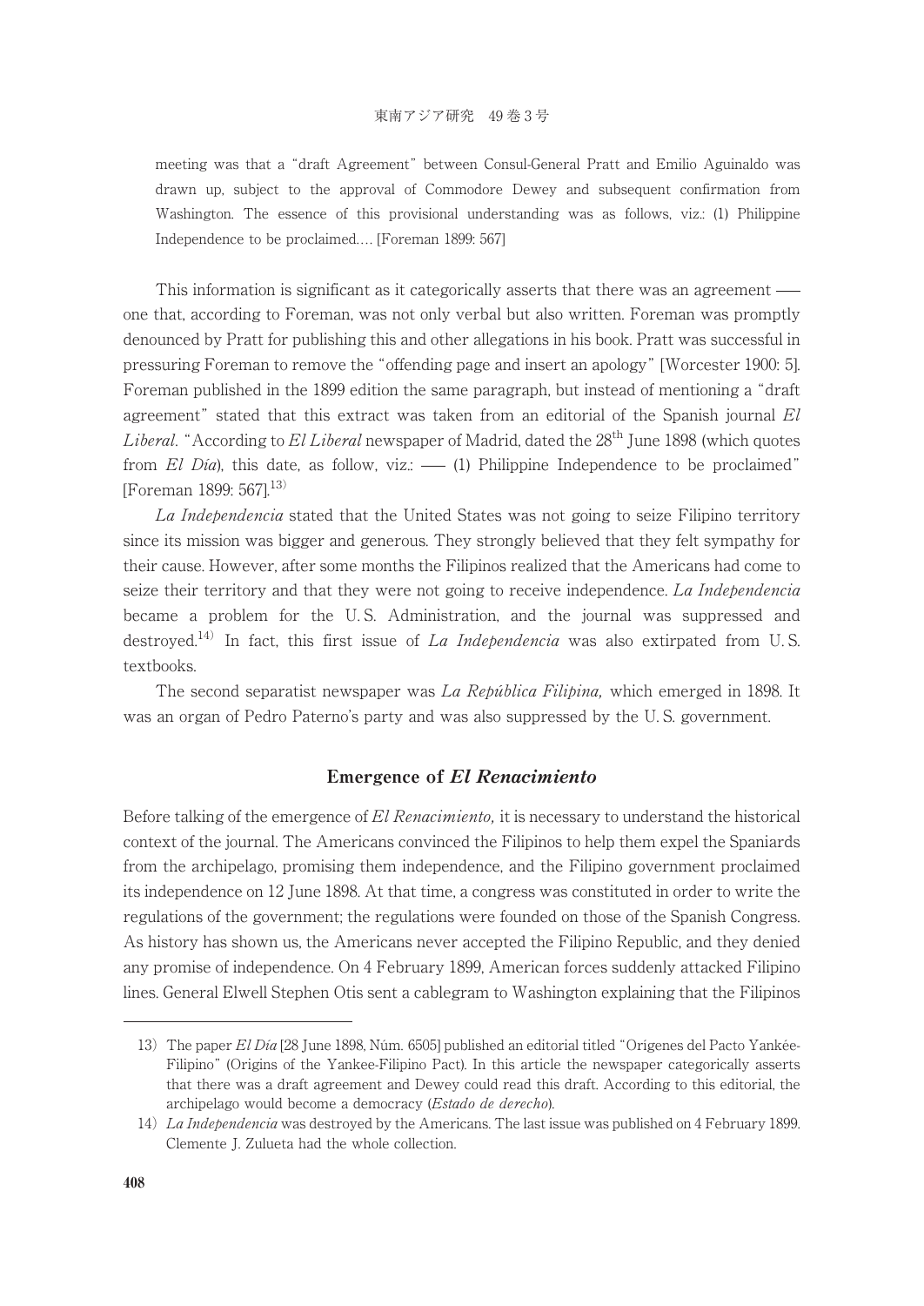meeting was that a "draft Agreement" between Consul-General Pratt and Emilio Aguinaldo was drawn up, subject to the approval of Commodore Dewey and subsequent confirmation from Washington. The essence of this provisional understanding was as follows, viz.: (1) Philippine Independence to be proclaimed.... [Foreman 1899: 567]

This information is significant as it categorically asserts that there was an agreement — one that, according to Foreman, was not only verbal but also written. Foreman was promptly denounced by Pratt for publishing this and other allegations in his book. Pratt was successful in pressuring Foreman to remove the "offending page and insert an apology" [Worcester 1900: 5]. Foreman published in the 1899 edition the same paragraph, but instead of mentioning a "draft agreement" stated that this extract was taken from an editorial of the Spanish journal *El Liberal*. "According to *El Liberal* newspaper of Madrid, dated the 28th June 1898 (which quotes from *El Día*), this date, as follow, viz.: — (1) Philippine Independence to be proclaimed" [Foreman 1899: 567].[13]

*La Independencia* stated that the United States was not going to seize Filipino territory since its mission was bigger and generous. They strongly believed that they felt sympathy for their cause. However, after some months the Filipinos realized that the Americans had come to seize their territory and that they were not going to receive independence. *La Independencia* became a problem for the U. S. Administration, and the journal was suppressed and destroyed.[14] In fact, this first issue of *La Independencia* was also extirpated from U. S. textbooks.

The second separatist newspaper was *La República Filipina,* which emerged in 1898. It was an organ of Pedro Paterno's party and was also suppressed by the U. S. government.

## Emergence of *El Renacimiento*

Before talking of the emergence of *El Renacimiento,* it is necessary to understand the historical context of the journal. The Americans convinced the Filipinos to help them expel the Spaniards from the archipelago, promising them independence, and the Filipino government proclaimed its independence on 12 June 1898. At that time, a congress was constituted in order to write the regulations of the government; the regulations were founded on those of the Spanish Congress. As history has shown us, the Americans never accepted the Filipino Republic, and they denied any promise of independence. On 4 February 1899, American forces suddenly attacked Filipino lines. General Elwell Stephen Otis sent a cablegram to Washington explaining that the Filipinos

---

13) The paper *El Día* [28 June 1898, Núm. 6505] published an editorial titled "Origenes del Pacto Yankée-Filipino" (Origins of the Yankee-Filipino Pact). In this article the newspaper categorically asserts that there was a draft agreement and Dewey could read this draft. According to this editorial, the archipelago would become a democracy (*Estado de derecho*).

14) *La Independencia* was destroyed by the Americans. The last issue was published on 4 February 1899. Clemente J. Zulueta had the whole collection.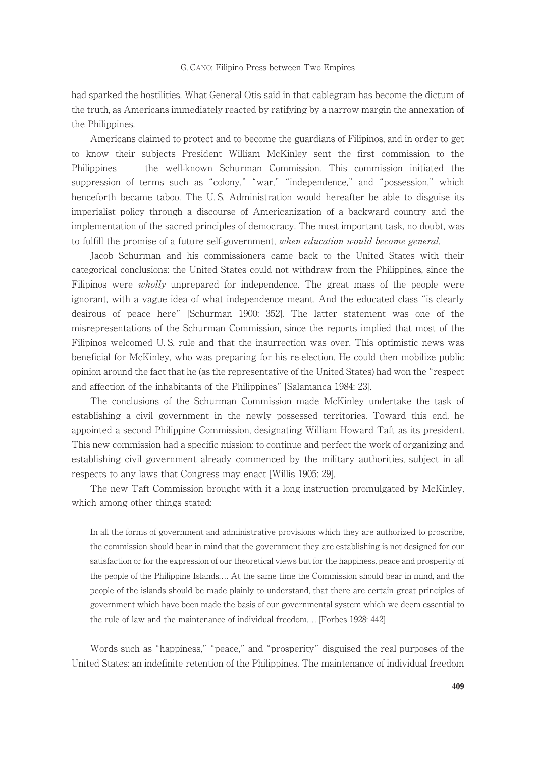had sparked the hostilities. What General Otis said in that cablegram has become the dictum of the truth, as Americans immediately reacted by ratifying by a narrow margin the annexation of the Philippines.

Americans claimed to protect and to become the guardians of Filipinos, and in order to get to know their subjects President William McKinley sent the first commission to the Philippines —— the well-known Schurman Commission. This commission initiated the suppression of terms such as "colony," "war," "independence," and "possession," which henceforth became taboo. The U. S. Administration would hereafter be able to disguise its imperialist policy through a discourse of Americanization of a backward country and the implementation of the sacred principles of democracy. The most important task, no doubt, was to fulfill the promise of a future self-government, *when education would become general*.

Jacob Schurman and his commissioners came back to the United States with their categorical conclusions: the United States could not withdraw from the Philippines, since the Filipinos were *wholly* unprepared for independence. The great mass of the people were ignorant, with a vague idea of what independence meant. And the educated class "is clearly desirous of peace here" [Schurman 1900: 352]. The latter statement was one of the misrepresentations of the Schurman Commission, since the reports implied that most of the Filipinos welcomed U. S. rule and that the insurrection was over. This optimistic news was beneficial for McKinley, who was preparing for his re-election. He could then mobilize public opinion around the fact that he (as the representative of the United States) had won the "respect and affection of the inhabitants of the Philippines" [Salamanca 1984: 23].

The conclusions of the Schurman Commission made McKinley undertake the task of establishing a civil government in the newly possessed territories. Toward this end, he appointed a second Philippine Commission, designating William Howard Taft as its president. This new commission had a specific mission: to continue and perfect the work of organizing and establishing civil government already commenced by the military authorities, subject in all respects to any laws that Congress may enact [Willis 1905: 29].

The new Taft Commission brought with it a long instruction promulgated by McKinley, which among other things stated:

> In all the forms of government and administrative provisions which they are authorized to proscribe, the commission should bear in mind that the government they are establishing is not designed for our satisfaction or for the expression of our theoretical views but for the happiness, peace and prosperity of the people of the Philippine Islands.… At the same time the Commission should bear in mind, and the people of the islands should be made plainly to understand, that there are certain great principles of government which have been made the basis of our governmental system which we deem essential to the rule of law and the maintenance of individual freedom.… [Forbes 1928: 442]

Words such as "happiness," "peace," and "prosperity" disguised the real purposes of the United States: an indefinite retention of the Philippines. The maintenance of individual freedom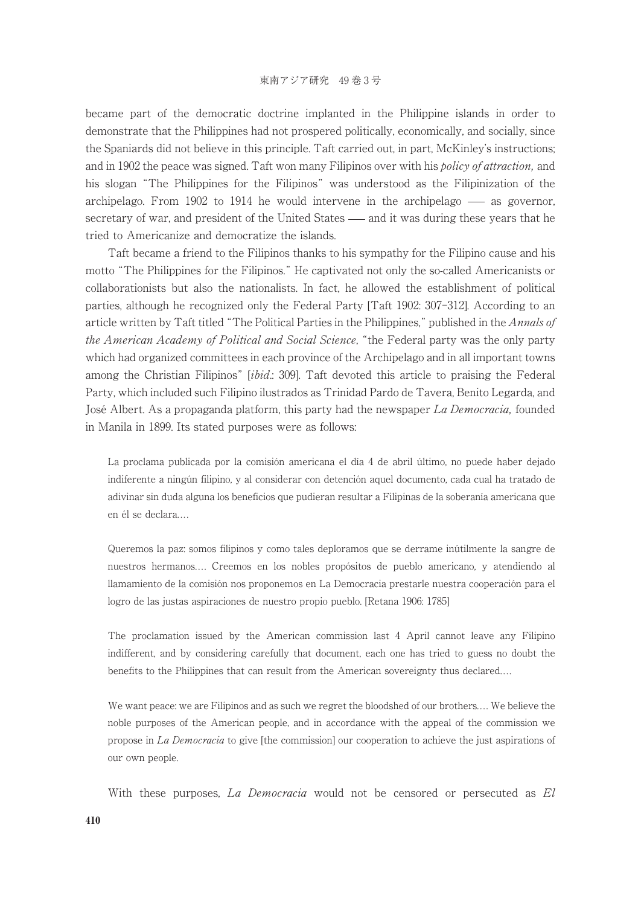became part of the democratic doctrine implanted in the Philippine islands in order to demonstrate that the Philippines had not prospered politically, economically, and socially, since the Spaniards did not believe in this principle. Taft carried out, in part, McKinley's instructions; and in 1902 the peace was signed. Taft won many Filipinos over with his *policy of attraction,* and his slogan "The Philippines for the Filipinos" was understood as the Filipinization of the archipelago. From 1902 to 1914 he would intervene in the archipelago ― as governor, secretary of war, and president of the United States ― and it was during these years that he tried to Americanize and democratize the islands.

Taft became a friend to the Filipinos thanks to his sympathy for the Filipino cause and his motto "The Philippines for the Filipinos." He captivated not only the so-called Americanists or collaborationists but also the nationalists. In fact, he allowed the establishment of political parties, although he recognized only the Federal Party [Taft 1902: 307–312]. According to an article written by Taft titled "The Political Parties in the Philippines," published in the *Annals of the American Academy of Political and Social Science*, "the Federal party was the only party which had organized committees in each province of the Archipelago and in all important towns among the Christian Filipinos" [*ibid*.: 309]. Taft devoted this article to praising the Federal Party, which included such Filipino ilustrados as Trinidad Pardo de Tavera, Benito Legarda, and José Albert. As a propaganda platform, this party had the newspaper *La Democracia,* founded in Manila in 1899. Its stated purposes were as follows:

> La proclama publicada por la comisión americana el día 4 de abril último, no puede haber dejado indiferente a ningún filipino, y al considerar con detención aquel documento, cada cual ha tratado de adivinar sin duda alguna los beneficios que pudieran resultar a Filipinas de la soberanía americana que en él se declara....
>
> Queremos la paz: somos filipinos y como tales deploramos que se derrame inútilmente la sangre de nuestros hermanos.... Creemos en los nobles propósitos de pueblo americano, y atendiendo al llamamiento de la comisión nos proponemos en La Democracia prestarle nuestra cooperación para el logro de las justas aspiraciones de nuestro propio pueblo. [Retana 1906: 1785]
>
> The proclamation issued by the American commission last 4 April cannot leave any Filipino indifferent, and by considering carefully that document, each one has tried to guess no doubt the benefits to the Philippines that can result from the American sovereignty thus declared....
>
> We want peace: we are Filipinos and as such we regret the bloodshed of our brothers.... We believe the noble purposes of the American people, and in accordance with the appeal of the commission we propose in *La Democracia* to give [the commission] our cooperation to achieve the just aspirations of our own people.

With these purposes, *La Democracia* would not be censored or persecuted as *El*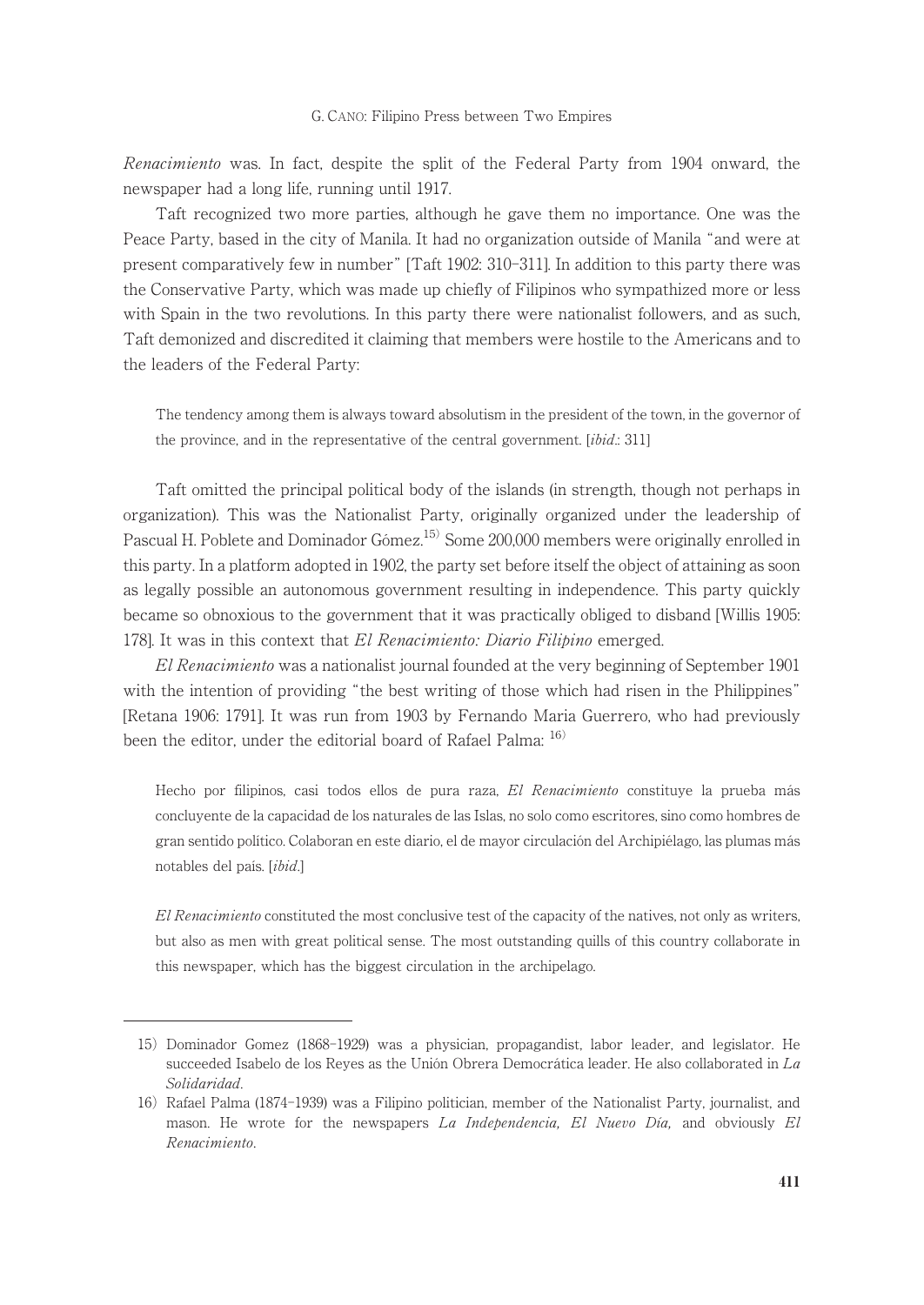*Renacimiento* was. In fact, despite the split of the Federal Party from 1904 onward, the newspaper had a long life, running until 1917.

Taft recognized two more parties, although he gave them no importance. One was the Peace Party, based in the city of Manila. It had no organization outside of Manila "and were at present comparatively few in number" [Taft 1902: 310–311]. In addition to this party there was the Conservative Party, which was made up chiefly of Filipinos who sympathized more or less with Spain in the two revolutions. In this party there were nationalist followers, and as such, Taft demonized and discredited it claiming that members were hostile to the Americans and to the leaders of the Federal Party:

> The tendency among them is always toward absolutism in the president of the town, in the governor of the province, and in the representative of the central government. [*ibid*.: 311]

Taft omitted the principal political body of the islands (in strength, though not perhaps in organization). This was the Nationalist Party, originally organized under the leadership of Pascual H. Poblete and Dominador Gómez.[15] Some 200,000 members were originally enrolled in this party. In a platform adopted in 1902, the party set before itself the object of attaining as soon as legally possible an autonomous government resulting in independence. This party quickly became so obnoxious to the government that it was practically obliged to disband [Willis 1905: 178]. It was in this context that *El Renacimiento: Diario Filipino* emerged.

*El Renacimiento* was a nationalist journal founded at the very beginning of September 1901 with the intention of providing "the best writing of those which had risen in the Philippines" [Retana 1906: 1791]. It was run from 1903 by Fernando Maria Guerrero, who had previously been the editor, under the editorial board of Rafael Palma:[16]

> Hecho por filipinos, casi todos ellos de pura raza, *El Renacimiento* constituye la prueba más concluyente de la capacidad de los naturales de las Islas, no solo como escritores, sino como hombres de gran sentido político. Colaboran en este diario, el de mayor circulación del Archipiélago, las plumas más notables del país. [*ibid*.]

> *El Renacimiento* constituted the most conclusive test of the capacity of the natives, not only as writers, but also as men with great political sense. The most outstanding quills of this country collaborate in this newspaper, which has the biggest circulation in the archipelago.

---

15) Dominador Gomez (1868–1929) was a physician, propagandist, labor leader, and legislator. He succeeded Isabelo de los Reyes as the Unión Obrera Democrática leader. He also collaborated in *La Solidaridad*.

16) Rafael Palma (1874–1939) was a Filipino politician, member of the Nationalist Party, journalist, and mason. He wrote for the newspapers *La Independencia, El Nuevo Día,* and obviously *El Renacimiento*.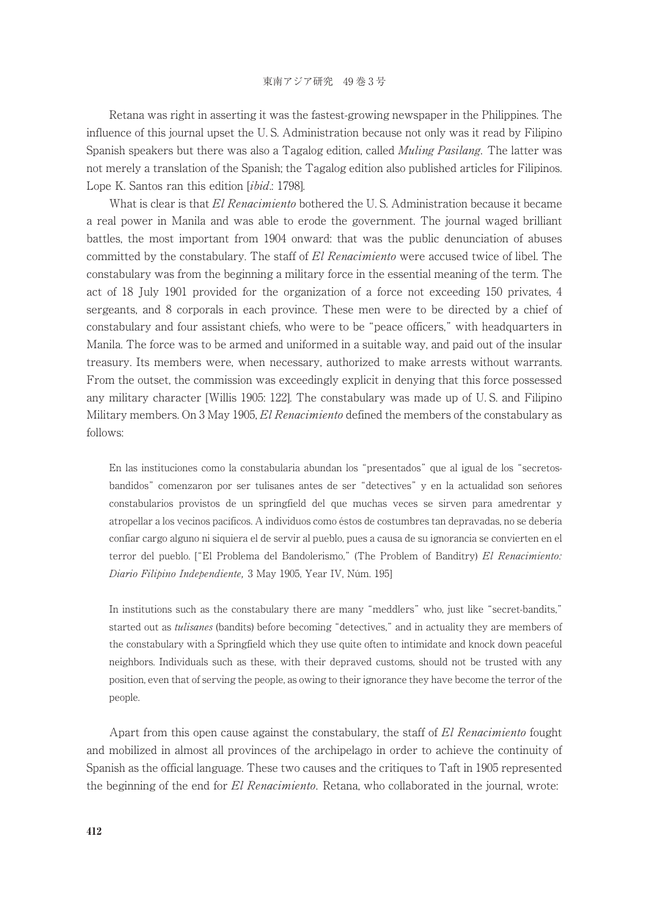Retana was right in asserting it was the fastest-growing newspaper in the Philippines. The influence of this journal upset the U. S. Administration because not only was it read by Filipino Spanish speakers but there was also a Tagalog edition, called *Muling Pasilang*. The latter was not merely a translation of the Spanish; the Tagalog edition also published articles for Filipinos. Lope K. Santos ran this edition [*ibid*.: 1798].

What is clear is that *El Renacimiento* bothered the U. S. Administration because it became a real power in Manila and was able to erode the government. The journal waged brilliant battles, the most important from 1904 onward: that was the public denunciation of abuses committed by the constabulary. The staff of *El Renacimiento* were accused twice of libel. The constabulary was from the beginning a military force in the essential meaning of the term. The act of 18 July 1901 provided for the organization of a force not exceeding 150 privates, 4 sergeants, and 8 corporals in each province. These men were to be directed by a chief of constabulary and four assistant chiefs, who were to be "peace officers," with headquarters in Manila. The force was to be armed and uniformed in a suitable way, and paid out of the insular treasury. Its members were, when necessary, authorized to make arrests without warrants. From the outset, the commission was exceedingly explicit in denying that this force possessed any military character [Willis 1905: 122]. The constabulary was made up of U. S. and Filipino Military members. On 3 May 1905, *El Renacimiento* defined the members of the constabulary as follows:

> En las instituciones como la constabularia abundan los "presentados" que al igual de los "secretos-bandidos" comenzaron por ser tulisanes antes de ser "detectives" y en la actualidad son señores constabularios provistos de un springfield del que muchas veces se sirven para amedrentar y atropellar a los vecinos pacíficos. A individuos como éstos de costumbres tan depravadas, no se debería confiar cargo alguno ni siquiera el de servir al pueblo, pues a causa de su ignorancia se convierten en el terror del pueblo. ["El Problema del Bandolerismo," (The Problem of Banditry) *El Renacimiento: Diario Filipino Independiente,* 3 May 1905, Year IV, Núm. 195]

> In institutions such as the constabulary there are many "meddlers" who, just like "secret-bandits," started out as *tulisanes* (bandits) before becoming "detectives," and in actuality they are members of the constabulary with a Springfield which they use quite often to intimidate and knock down peaceful neighbors. Individuals such as these, with their depraved customs, should not be trusted with any position, even that of serving the people, as owing to their ignorance they have become the terror of the people.

Apart from this open cause against the constabulary, the staff of *El Renacimiento* fought and mobilized in almost all provinces of the archipelago in order to achieve the continuity of Spanish as the official language. These two causes and the critiques to Taft in 1905 represented the beginning of the end for *El Renacimiento*. Retana, who collaborated in the journal, wrote: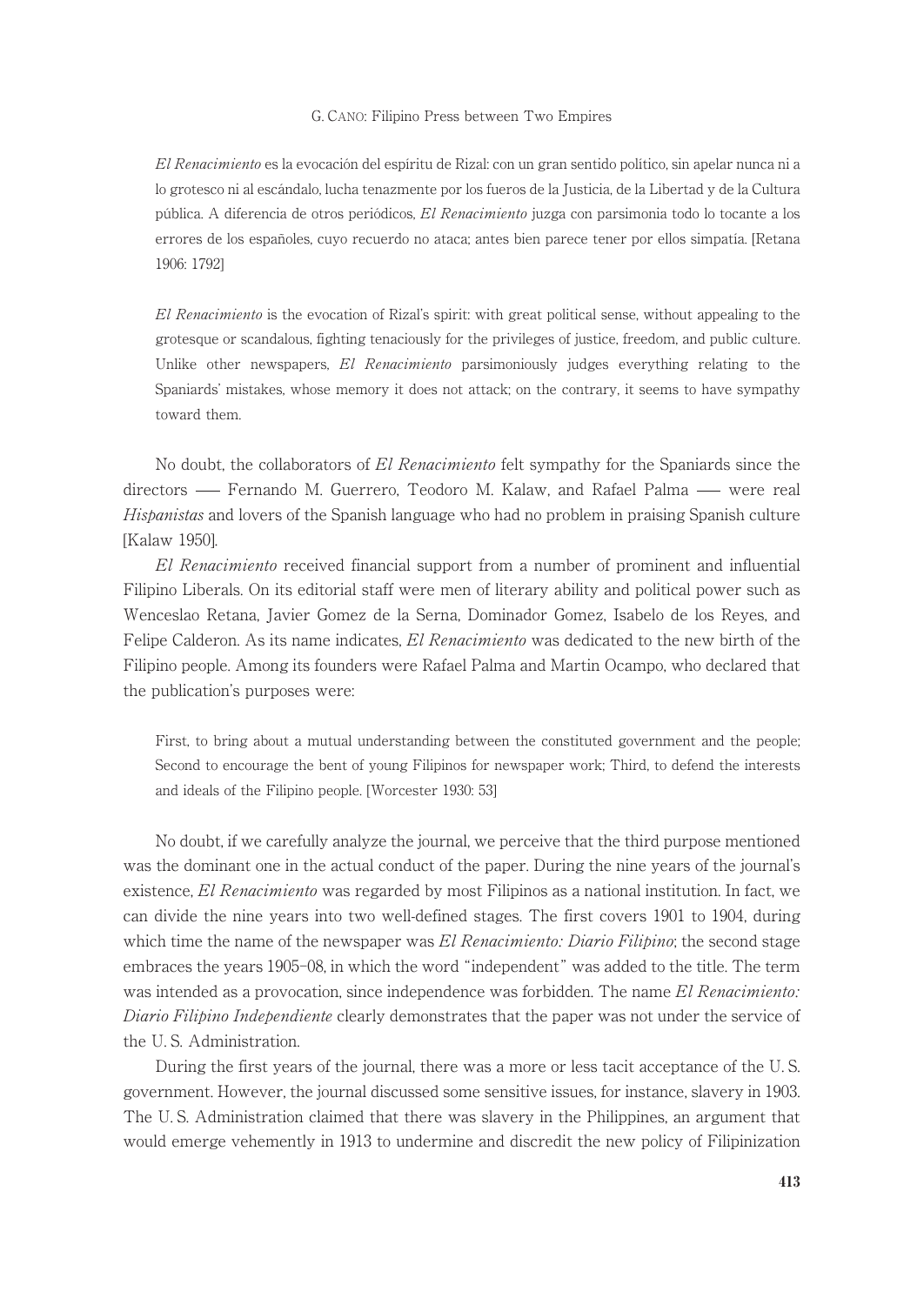> *El Renacimiento* es la evocación del espíritu de Rizal: con un gran sentido político, sin apelar nunca ni a lo grotesco ni al escándalo, lucha tenazmente por los fueros de la Justicia, de la Libertad y de la Cultura pública. A diferencia de otros periódicos, *El Renacimiento* juzga con parsimonia todo lo tocante a los errores de los españoles, cuyo recuerdo no ataca; antes bien parece tener por ellos simpatía. [Retana 1906: 1792]

> *El Renacimiento* is the evocation of Rizal's spirit: with great political sense, without appealing to the grotesque or scandalous, fighting tenaciously for the privileges of justice, freedom, and public culture. Unlike other newspapers, *El Renacimiento* parsimoniously judges everything relating to the Spaniards' mistakes, whose memory it does not attack; on the contrary, it seems to have sympathy toward them.

No doubt, the collaborators of *El Renacimiento* felt sympathy for the Spaniards since the directors —— Fernando M. Guerrero, Teodoro M. Kalaw, and Rafael Palma —— were real *Hispanistas* and lovers of the Spanish language who had no problem in praising Spanish culture [Kalaw 1950].

*El Renacimiento* received financial support from a number of prominent and influential Filipino Liberals. On its editorial staff were men of literary ability and political power such as Wenceslao Retana, Javier Gomez de la Serna, Dominador Gomez, Isabelo de los Reyes, and Felipe Calderon. As its name indicates, *El Renacimiento* was dedicated to the new birth of the Filipino people. Among its founders were Rafael Palma and Martin Ocampo, who declared that the publication's purposes were:

> First, to bring about a mutual understanding between the constituted government and the people; Second to encourage the bent of young Filipinos for newspaper work; Third, to defend the interests and ideals of the Filipino people. [Worcester 1930: 53]

No doubt, if we carefully analyze the journal, we perceive that the third purpose mentioned was the dominant one in the actual conduct of the paper. During the nine years of the journal's existence, *El Renacimiento* was regarded by most Filipinos as a national institution. In fact, we can divide the nine years into two well-defined stages. The first covers 1901 to 1904, during which time the name of the newspaper was *El Renacimiento: Diario Filipino*; the second stage embraces the years 1905–08, in which the word "independent" was added to the title. The term was intended as a provocation, since independence was forbidden. The name *El Renacimiento: Diario Filipino Independiente* clearly demonstrates that the paper was not under the service of the U. S. Administration.

During the first years of the journal, there was a more or less tacit acceptance of the U. S. government. However, the journal discussed some sensitive issues, for instance, slavery in 1903. The U. S. Administration claimed that there was slavery in the Philippines, an argument that would emerge vehemently in 1913 to undermine and discredit the new policy of Filipinization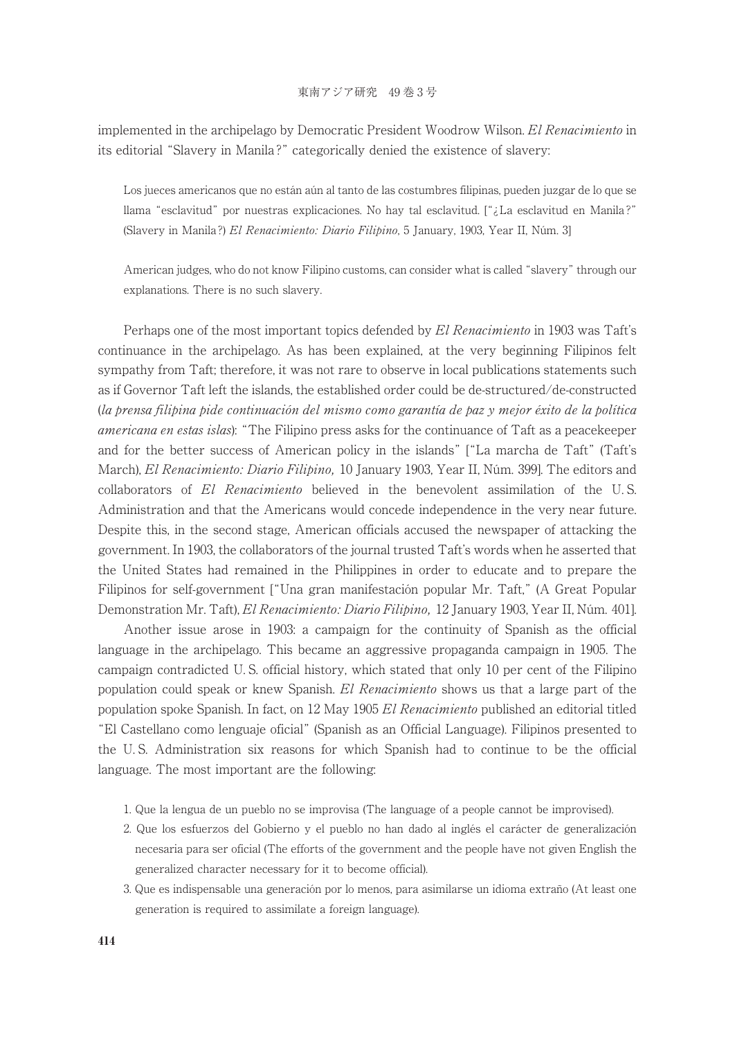implemented in the archipelago by Democratic President Woodrow Wilson. *El Renacimiento* in its editorial "Slavery in Manila?" categorically denied the existence of slavery:

> Los jueces americanos que no están aún al tanto de las costumbres filipinas, pueden juzgar de lo que se llama "esclavitud" por nuestras explicaciones. No hay tal esclavitud. ["¿La esclavitud en Manila?" (Slavery in Manila?) *El Renacimiento: Diario Filipino*, 5 January, 1903, Year II, Núm. 3]
>
> American judges, who do not know Filipino customs, can consider what is called "slavery" through our explanations. There is no such slavery.

Perhaps one of the most important topics defended by *El Renacimiento* in 1903 was Taft's continuance in the archipelago. As has been explained, at the very beginning Filipinos felt sympathy from Taft; therefore, it was not rare to observe in local publications statements such as if Governor Taft left the islands, the established order could be de-structured/de-constructed (*la prensa filipina pide continuación del mismo como garantía de paz y mejor éxito de la política americana en estas islas*): "The Filipino press asks for the continuance of Taft as a peacekeeper and for the better success of American policy in the islands" ["La marcha de Taft" (Taft's March), *El Renacimiento: Diario Filipino,* 10 January 1903, Year II, Núm. 399]. The editors and collaborators of *El Renacimiento* believed in the benevolent assimilation of the U. S. Administration and that the Americans would concede independence in the very near future. Despite this, in the second stage, American officials accused the newspaper of attacking the government. In 1903, the collaborators of the journal trusted Taft's words when he asserted that the United States had remained in the Philippines in order to educate and to prepare the Filipinos for self-government ["Una gran manifestación popular Mr. Taft," (A Great Popular Demonstration Mr. Taft), *El Renacimiento: Diario Filipino,* 12 January 1903, Year II, Núm. 401].

Another issue arose in 1903: a campaign for the continuity of Spanish as the official language in the archipelago. This became an aggressive propaganda campaign in 1905. The campaign contradicted U. S. official history, which stated that only 10 per cent of the Filipino population could speak or knew Spanish. *El Renacimiento* shows us that a large part of the population spoke Spanish. In fact, on 12 May 1905 *El Renacimiento* published an editorial titled "El Castellano como lenguaje oficial" (Spanish as an Official Language). Filipinos presented to the U. S. Administration six reasons for which Spanish had to continue to be the official language. The most important are the following:

1. Que la lengua de un pueblo no se improvisa (The language of a people cannot be improvised).
2. Que los esfuerzos del Gobierno y el pueblo no han dado al inglés el carácter de generalización necesaria para ser oficial (The efforts of the government and the people have not given English the generalized character necessary for it to become official).
3. Que es indispensable una generación por lo menos, para asimilarse un idioma extraño (At least one generation is required to assimilate a foreign language).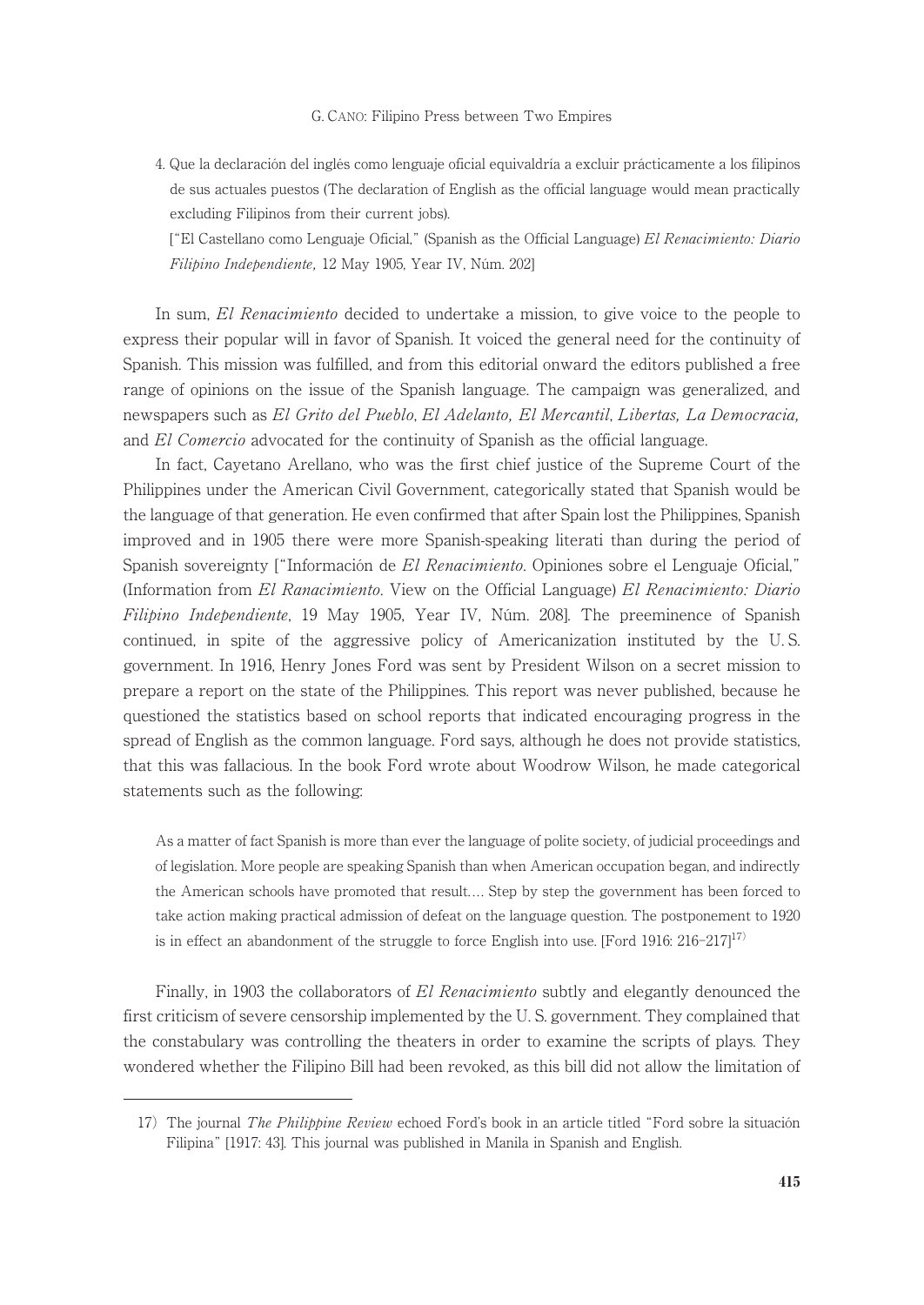4. Que la declaración del inglés como lenguaje oficial equivaldría a excluir prácticamente a los filipinos de sus actuales puestos (The declaration of English as the official language would mean practically excluding Filipinos from their current jobs).

["El Castellano como Lenguaje Oficial," (Spanish as the Official Language) *El Renacimiento: Diario Filipino Independiente,* 12 May 1905, Year IV, Núm. 202]

In sum, *El Renacimiento* decided to undertake a mission, to give voice to the people to express their popular will in favor of Spanish. It voiced the general need for the continuity of Spanish. This mission was fulfilled, and from this editorial onward the editors published a free range of opinions on the issue of the Spanish language. The campaign was generalized, and newspapers such as *El Grito del Pueblo*, *El Adelanto, El Mercantil*, *Libertas, La Democracia,* and *El Comercio* advocated for the continuity of Spanish as the official language.

In fact, Cayetano Arellano, who was the first chief justice of the Supreme Court of the Philippines under the American Civil Government, categorically stated that Spanish would be the language of that generation. He even confirmed that after Spain lost the Philippines, Spanish improved and in 1905 there were more Spanish-speaking literati than during the period of Spanish sovereignty ["Información de *El Renacimiento*. Opiniones sobre el Lenguaje Oficial," (Information from *El Ranacimiento*. View on the Official Language) *El Renacimiento: Diario Filipino Independiente*, 19 May 1905, Year IV, Núm. 208]. The preeminence of Spanish continued, in spite of the aggressive policy of Americanization instituted by the U. S. government. In 1916, Henry Jones Ford was sent by President Wilson on a secret mission to prepare a report on the state of the Philippines. This report was never published, because he questioned the statistics based on school reports that indicated encouraging progress in the spread of English as the common language. Ford says, although he does not provide statistics, that this was fallacious. In the book Ford wrote about Woodrow Wilson, he made categorical statements such as the following:

> As a matter of fact Spanish is more than ever the language of polite society, of judicial proceedings and of legislation. More people are speaking Spanish than when American occupation began, and indirectly the American schools have promoted that result.… Step by step the government has been forced to take action making practical admission of defeat on the language question. The postponement to 1920 is in effect an abandonment of the struggle to force English into use. [Ford 1916: 216–217][17]

Finally, in 1903 the collaborators of *El Renacimiento* subtly and elegantly denounced the first criticism of severe censorship implemented by the U. S. government. They complained that the constabulary was controlling the theaters in order to examine the scripts of plays. They wondered whether the Filipino Bill had been revoked, as this bill did not allow the limitation of

17) The journal *The Philippine Review* echoed Ford's book in an article titled "Ford sobre la situación Filipina" [1917: 43]. This journal was published in Manila in Spanish and English.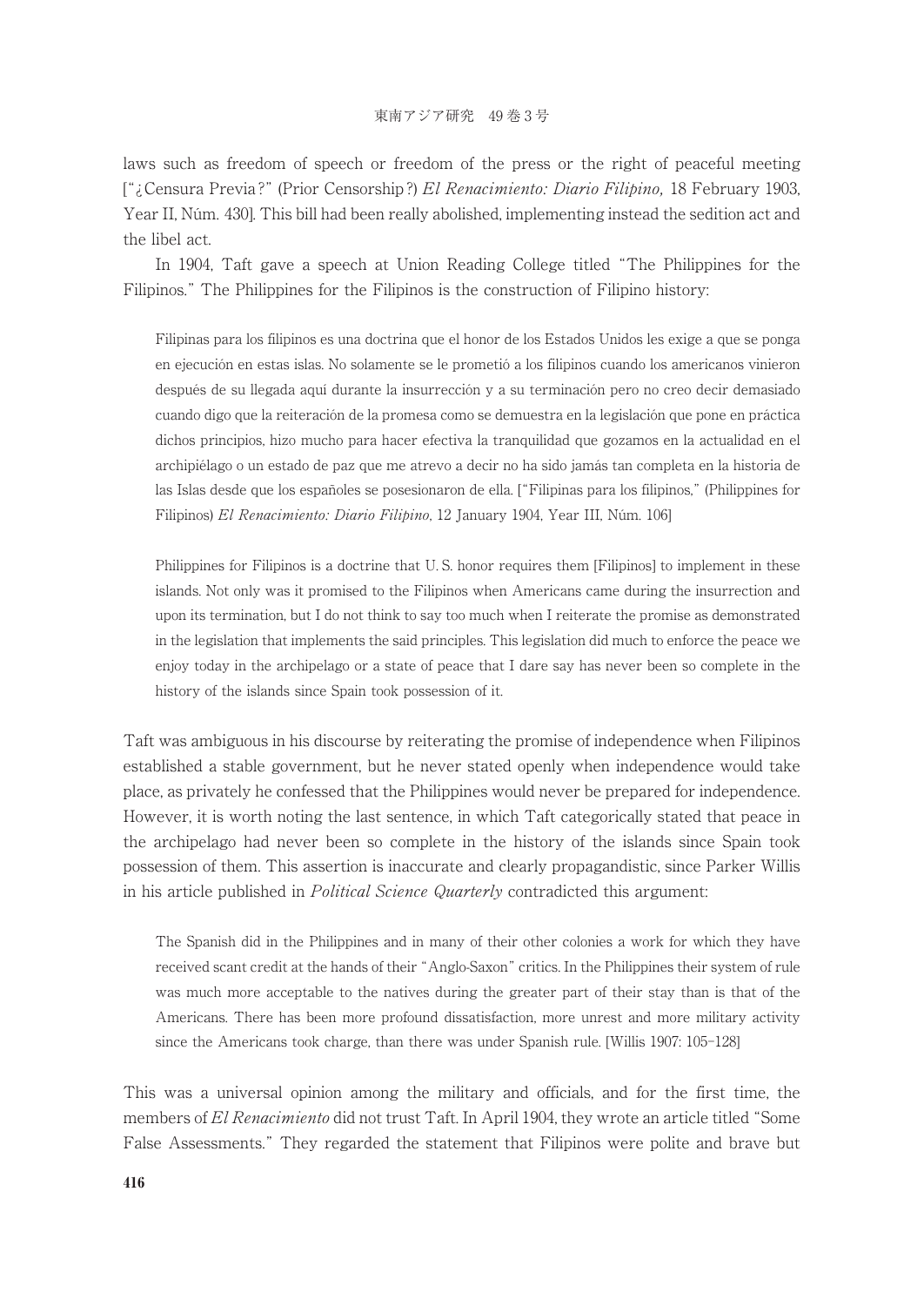laws such as freedom of speech or freedom of the press or the right of peaceful meeting ["¿Censura Previa?" (Prior Censorship?) *El Renacimiento: Diario Filipino,* 18 February 1903, Year II, Núm. 430]. This bill had been really abolished, implementing instead the sedition act and the libel act.

In 1904, Taft gave a speech at Union Reading College titled "The Philippines for the Filipinos." The Philippines for the Filipinos is the construction of Filipino history:

> Filipinas para los filipinos es una doctrina que el honor de los Estados Unidos les exige a que se ponga en ejecución en estas islas. No solamente se le prometió a los filipinos cuando los americanos vinieron después de su llegada aquí durante la insurrección y a su terminación pero no creo decir demasiado cuando digo que la reiteración de la promesa como se demuestra en la legislación que pone en práctica dichos principios, hizo mucho para hacer efectiva la tranquilidad que gozamos en la actualidad en el archipiélago o un estado de paz que me atrevo a decir no ha sido jamás tan completa en la historia de las Islas desde que los españoles se posesionaron de ella. ["Filipinas para los filipinos," (Philippines for Filipinos) *El Renacimiento: Diario Filipino*, 12 January 1904, Year III, Núm. 106]

> Philippines for Filipinos is a doctrine that U. S. honor requires them [Filipinos] to implement in these islands. Not only was it promised to the Filipinos when Americans came during the insurrection and upon its termination, but I do not think to say too much when I reiterate the promise as demonstrated in the legislation that implements the said principles. This legislation did much to enforce the peace we enjoy today in the archipelago or a state of peace that I dare say has never been so complete in the history of the islands since Spain took possession of it.

Taft was ambiguous in his discourse by reiterating the promise of independence when Filipinos established a stable government, but he never stated openly when independence would take place, as privately he confessed that the Philippines would never be prepared for independence. However, it is worth noting the last sentence, in which Taft categorically stated that peace in the archipelago had never been so complete in the history of the islands since Spain took possession of them. This assertion is inaccurate and clearly propagandistic, since Parker Willis in his article published in *Political Science Quarterly* contradicted this argument:

> The Spanish did in the Philippines and in many of their other colonies a work for which they have received scant credit at the hands of their "Anglo-Saxon" critics. In the Philippines their system of rule was much more acceptable to the natives during the greater part of their stay than is that of the Americans. There has been more profound dissatisfaction, more unrest and more military activity since the Americans took charge, than there was under Spanish rule. [Willis 1907: 105–128]

This was a universal opinion among the military and officials, and for the first time, the members of *El Renacimiento* did not trust Taft. In April 1904, they wrote an article titled "Some False Assessments." They regarded the statement that Filipinos were polite and brave but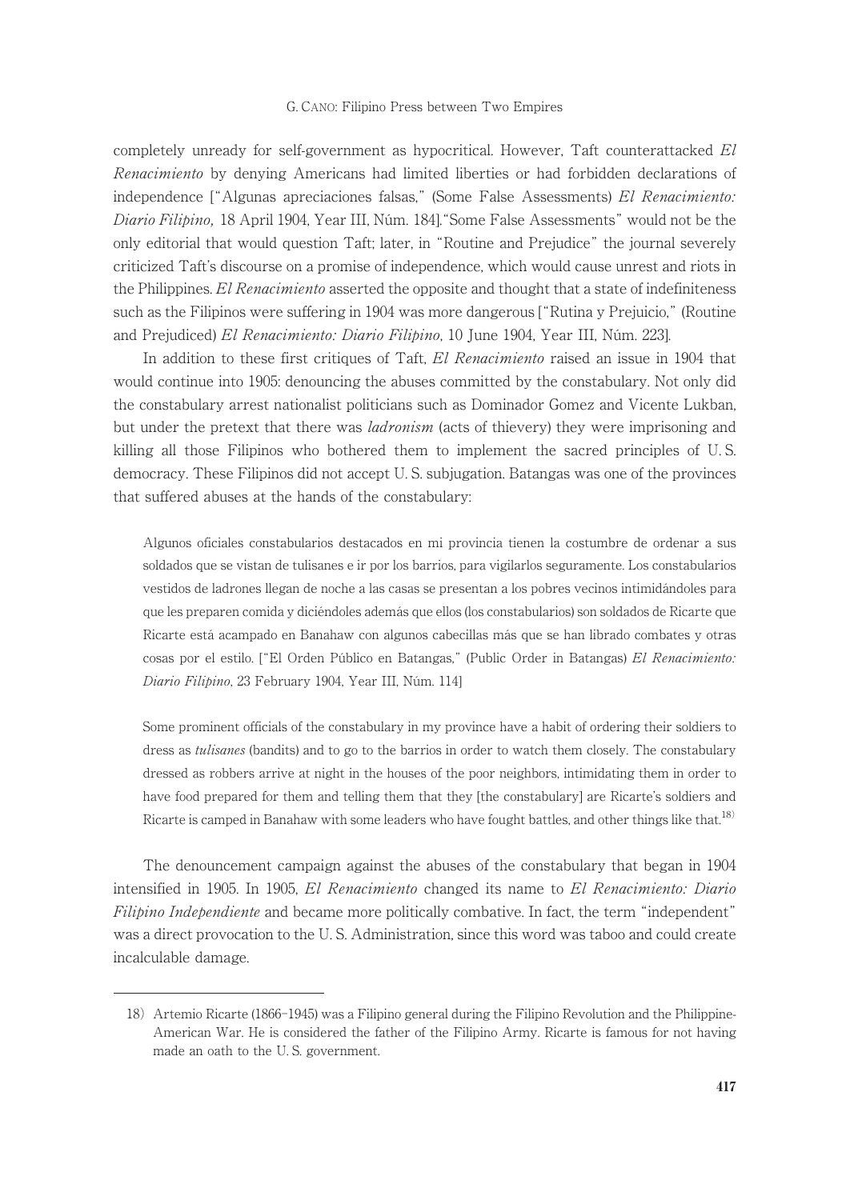completely unready for self-government as hypocritical. However, Taft counterattacked *El Renacimiento* by denying Americans had limited liberties or had forbidden declarations of independence ["Algunas apreciaciones falsas," (Some False Assessments) *El Renacimiento: Diario Filipino,* 18 April 1904, Year III, Núm. 184]."Some False Assessments" would not be the only editorial that would question Taft; later, in "Routine and Prejudice" the journal severely criticized Taft's discourse on a promise of independence, which would cause unrest and riots in the Philippines. *El Renacimiento* asserted the opposite and thought that a state of indefiniteness such as the Filipinos were suffering in 1904 was more dangerous ["Rutina y Prejuicio," (Routine and Prejudiced) *El Renacimiento: Diario Filipino*, 10 June 1904, Year III, Núm. 223].

In addition to these first critiques of Taft, *El Renacimiento* raised an issue in 1904 that would continue into 1905: denouncing the abuses committed by the constabulary. Not only did the constabulary arrest nationalist politicians such as Dominador Gomez and Vicente Lukban, but under the pretext that there was *ladronism* (acts of thievery) they were imprisoning and killing all those Filipinos who bothered them to implement the sacred principles of U. S. democracy. These Filipinos did not accept U. S. subjugation. Batangas was one of the provinces that suffered abuses at the hands of the constabulary:

> Algunos oficiales constabularios destacados en mi provincia tienen la costumbre de ordenar a sus soldados que se vistan de tulisanes e ir por los barrios, para vigilarlos seguramente. Los constabularios vestidos de ladrones llegan de noche a las casas se presentan a los pobres vecinos intimidándoles para que les preparen comida y diciéndoles además que ellos (los constabularios) son soldados de Ricarte que Ricarte está acampado en Banahaw con algunos cabecillas más que se han librado combates y otras cosas por el estilo. ["El Orden Público en Batangas," (Public Order in Batangas) *El Renacimiento: Diario Filipino*, 23 February 1904, Year III, Núm. 114]

> Some prominent officials of the constabulary in my province have a habit of ordering their soldiers to dress as *tulisanes* (bandits) and to go to the barrios in order to watch them closely. The constabulary dressed as robbers arrive at night in the houses of the poor neighbors, intimidating them in order to have food prepared for them and telling them that they [the constabulary] are Ricarte's soldiers and Ricarte is camped in Banahaw with some leaders who have fought battles, and other things like that.[18]

The denouncement campaign against the abuses of the constabulary that began in 1904 intensified in 1905. In 1905, *El Renacimiento* changed its name to *El Renacimiento: Diario Filipino Independiente* and became more politically combative. In fact, the term "independent" was a direct provocation to the U. S. Administration, since this word was taboo and could create incalculable damage.

---

18) Artemio Ricarte (1866–1945) was a Filipino general during the Filipino Revolution and the Philippine-American War. He is considered the father of the Filipino Army. Ricarte is famous for not having made an oath to the U. S. government.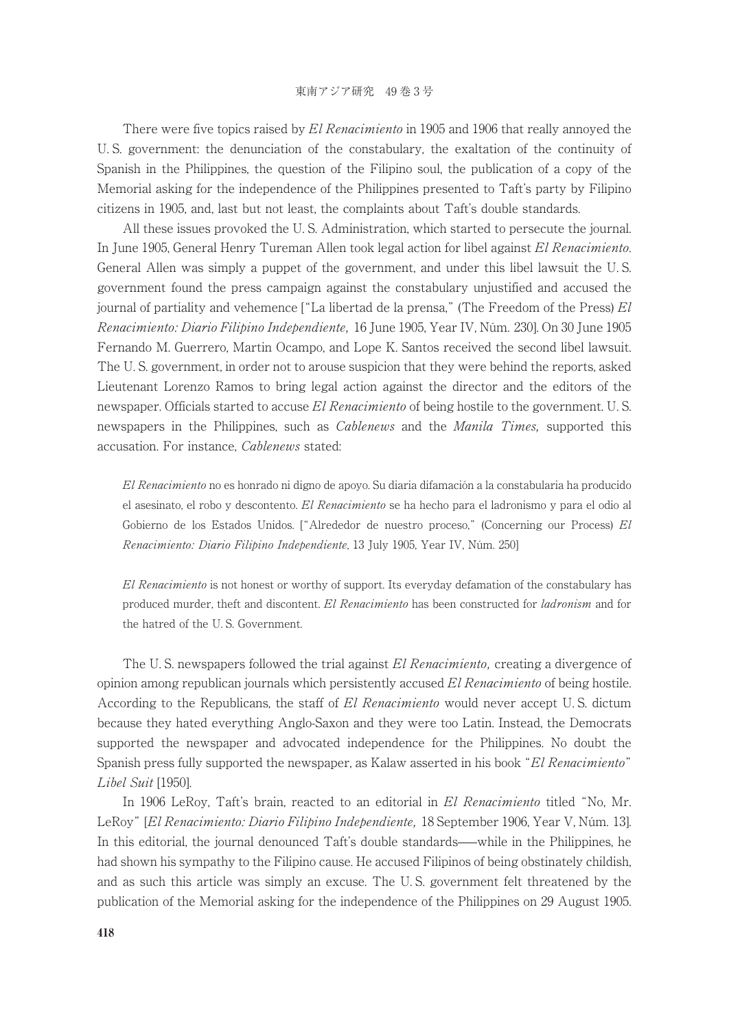There were five topics raised by *El Renacimiento* in 1905 and 1906 that really annoyed the U. S. government: the denunciation of the constabulary, the exaltation of the continuity of Spanish in the Philippines, the question of the Filipino soul, the publication of a copy of the Memorial asking for the independence of the Philippines presented to Taft's party by Filipino citizens in 1905, and, last but not least, the complaints about Taft's double standards.

All these issues provoked the U. S. Administration, which started to persecute the journal. In June 1905, General Henry Tureman Allen took legal action for libel against *El Renacimiento*. General Allen was simply a puppet of the government, and under this libel lawsuit the U. S. government found the press campaign against the constabulary unjustified and accused the journal of partiality and vehemence ["La libertad de la prensa," (The Freedom of the Press) *El Renacimiento: Diario Filipino Independiente,* 16 June 1905, Year IV, Núm. 230]. On 30 June 1905 Fernando M. Guerrero, Martin Ocampo, and Lope K. Santos received the second libel lawsuit. The U. S. government, in order not to arouse suspicion that they were behind the reports, asked Lieutenant Lorenzo Ramos to bring legal action against the director and the editors of the newspaper. Officials started to accuse *El Renacimiento* of being hostile to the government. U. S. newspapers in the Philippines, such as *Cablenews* and the *Manila Times,* supported this accusation. For instance, *Cablenews* stated:

> *El Renacimiento* no es honrado ni digno de apoyo. Su diaria difamación a la constabularia ha producido el asesinato, el robo y descontento. *El Renacimiento* se ha hecho para el ladronismo y para el odio al Gobierno de los Estados Unidos. ["Alrededor de nuestro proceso," (Concerning our Process) *El Renacimiento: Diario Filipino Independiente*, 13 July 1905, Year IV, Núm. 250]

> *El Renacimiento* is not honest or worthy of support. Its everyday defamation of the constabulary has produced murder, theft and discontent. *El Renacimiento* has been constructed for *ladronism* and for the hatred of the U. S. Government.

The U. S. newspapers followed the trial against *El Renacimiento,* creating a divergence of opinion among republican journals which persistently accused *El Renacimiento* of being hostile. According to the Republicans, the staff of *El Renacimiento* would never accept U. S. dictum because they hated everything Anglo-Saxon and they were too Latin. Instead, the Democrats supported the newspaper and advocated independence for the Philippines. No doubt the Spanish press fully supported the newspaper, as Kalaw asserted in his book "*El Renacimiento*" *Libel Suit* [1950].

In 1906 LeRoy, Taft's brain, reacted to an editorial in *El Renacimiento* titled "No, Mr. LeRoy" [*El Renacimiento: Diario Filipino Independiente,* 18 September 1906, Year V, Núm. 13]. In this editorial, the journal denounced Taft's double standards—while in the Philippines, he had shown his sympathy to the Filipino cause. He accused Filipinos of being obstinately childish, and as such this article was simply an excuse. The U. S. government felt threatened by the publication of the Memorial asking for the independence of the Philippines on 29 August 1905.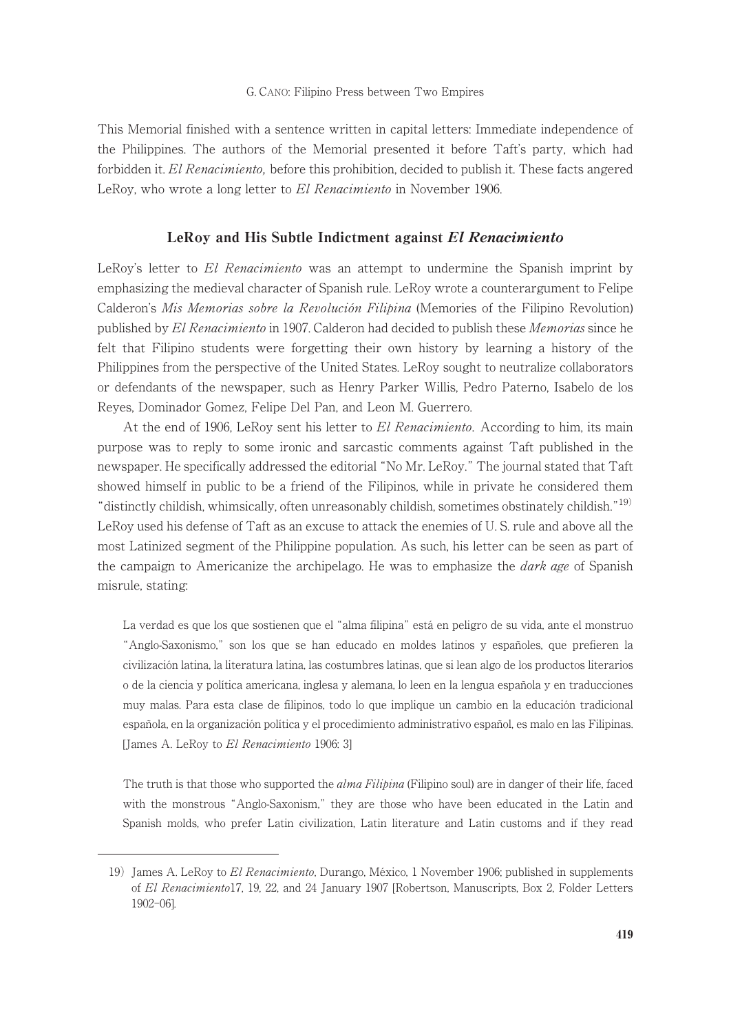This Memorial finished with a sentence written in capital letters: Immediate independence of the Philippines. The authors of the Memorial presented it before Taft's party, which had forbidden it. *El Renacimiento,* before this prohibition, decided to publish it. These facts angered LeRoy, who wrote a long letter to *El Renacimiento* in November 1906.

## LeRoy and His Subtle Indictment against *El Renacimiento*

LeRoy's letter to *El Renacimiento* was an attempt to undermine the Spanish imprint by emphasizing the medieval character of Spanish rule. LeRoy wrote a counterargument to Felipe Calderon's *Mis Memorias sobre la Revolución Filipina* (Memories of the Filipino Revolution) published by *El Renacimiento* in 1907. Calderon had decided to publish these *Memorias* since he felt that Filipino students were forgetting their own history by learning a history of the Philippines from the perspective of the United States. LeRoy sought to neutralize collaborators or defendants of the newspaper, such as Henry Parker Willis, Pedro Paterno, Isabelo de los Reyes, Dominador Gomez, Felipe Del Pan, and Leon M. Guerrero.

At the end of 1906, LeRoy sent his letter to *El Renacimiento*. According to him, its main purpose was to reply to some ironic and sarcastic comments against Taft published in the newspaper. He specifically addressed the editorial "No Mr. LeRoy." The journal stated that Taft showed himself in public to be a friend of the Filipinos, while in private he considered them "distinctly childish, whimsically, often unreasonably childish, sometimes obstinately childish."[19] LeRoy used his defense of Taft as an excuse to attack the enemies of U. S. rule and above all the most Latinized segment of the Philippine population. As such, his letter can be seen as part of the campaign to Americanize the archipelago. He was to emphasize the *dark age* of Spanish misrule, stating:

> La verdad es que los que sostienen que el "alma filipina" está en peligro de su vida, ante el monstruo "Anglo-Saxonismo," son los que se han educado en moldes latinos y españoles, que prefieren la civilización latina, la literatura latina, las costumbres latinas, que si lean algo de los productos literarios o de la ciencia y política americana, inglesa y alemana, lo leen en la lengua española y en traducciones muy malas. Para esta clase de filipinos, todo lo que implique un cambio en la educación tradicional española, en la organización política y el procedimiento administrativo español, es malo en las Filipinas. [James A. LeRoy to *El Renacimiento* 1906: 3]

> The truth is that those who supported the *alma Filipina* (Filipino soul) are in danger of their life, faced with the monstrous "Anglo-Saxonism," they are those who have been educated in the Latin and Spanish molds, who prefer Latin civilization, Latin literature and Latin customs and if they read

19) James A. LeRoy to *El Renacimiento*, Durango, México, 1 November 1906; published in supplements of *El Renacimiento*17, 19, 22, and 24 January 1907 [Robertson, Manuscripts, Box 2, Folder Letters 1902–06].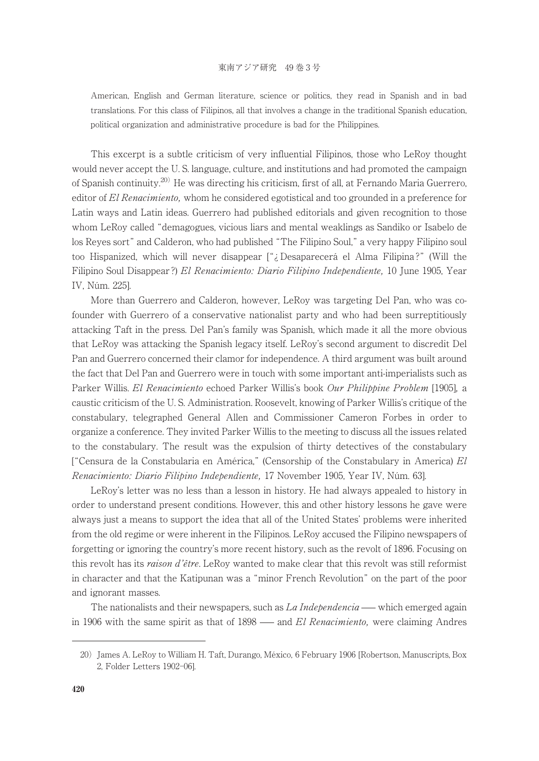> American, English and German literature, science or politics, they read in Spanish and in bad translations. For this class of Filipinos, all that involves a change in the traditional Spanish education, political organization and administrative procedure is bad for the Philippines.

This excerpt is a subtle criticism of very influential Filipinos, those who LeRoy thought would never accept the U. S. language, culture, and institutions and had promoted the campaign of Spanish continuity.[20] He was directing his criticism, first of all, at Fernando Maria Guerrero, editor of *El Renacimiento,* whom he considered egotistical and too grounded in a preference for Latin ways and Latin ideas. Guerrero had published editorials and given recognition to those whom LeRoy called "demagogues, vicious liars and mental weaklings as Sandiko or Isabelo de los Reyes sort" and Calderon, who had published "The Filipino Soul," a very happy Filipino soul too Hispanized, which will never disappear ["¿Desaparecerá el Alma Filipina?" (Will the Filipino Soul Disappear?) *El Renacimiento: Diario Filipino Independiente,* 10 June 1905, Year IV, Núm. 225].

More than Guerrero and Calderon, however, LeRoy was targeting Del Pan, who was co-founder with Guerrero of a conservative nationalist party and who had been surreptitiously attacking Taft in the press. Del Pan's family was Spanish, which made it all the more obvious that LeRoy was attacking the Spanish legacy itself. LeRoy's second argument to discredit Del Pan and Guerrero concerned their clamor for independence. A third argument was built around the fact that Del Pan and Guerrero were in touch with some important anti-imperialists such as Parker Willis. *El Renacimiento* echoed Parker Willis's book *Our Philippine Problem* [1905], a caustic criticism of the U. S. Administration. Roosevelt, knowing of Parker Willis's critique of the constabulary, telegraphed General Allen and Commissioner Cameron Forbes in order to organize a conference. They invited Parker Willis to the meeting to discuss all the issues related to the constabulary. The result was the expulsion of thirty detectives of the constabulary ["Censura de la Constabularia en América," (Censorship of the Constabulary in America) *El Renacimiento: Diario Filipino Independiente,* 17 November 1905, Year IV, Núm. 63].

LeRoy's letter was no less than a lesson in history. He had always appealed to history in order to understand present conditions. However, this and other history lessons he gave were always just a means to support the idea that all of the United States' problems were inherited from the old regime or were inherent in the Filipinos. LeRoy accused the Filipino newspapers of forgetting or ignoring the country's more recent history, such as the revolt of 1896. Focusing on this revolt has its *raison d'être*. LeRoy wanted to make clear that this revolt was still reformist in character and that the Katipunan was a "minor French Revolution" on the part of the poor and ignorant masses.

The nationalists and their newspapers, such as *La Independencia* — which emerged again in 1906 with the same spirit as that of 1898 — and *El Renacimiento,* were claiming Andres

---

20) James A. LeRoy to William H. Taft, Durango, México, 6 February 1906 [Robertson, Manuscripts, Box 2, Folder Letters 1902–06].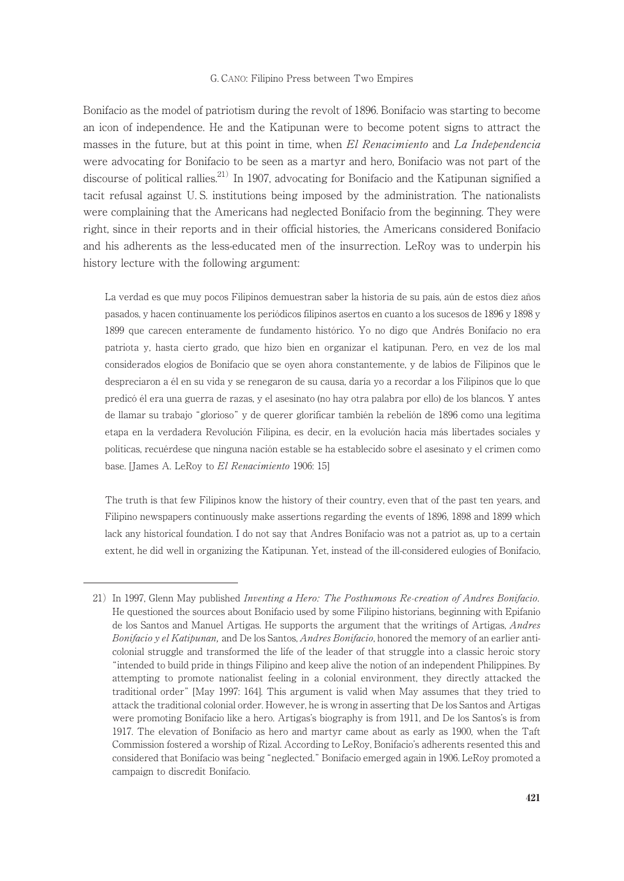Bonifacio as the model of patriotism during the revolt of 1896. Bonifacio was starting to become an icon of independence. He and the Katipunan were to become potent signs to attract the masses in the future, but at this point in time, when *El Renacimiento* and *La Independencia* were advocating for Bonifacio to be seen as a martyr and hero, Bonifacio was not part of the discourse of political rallies.[21] In 1907, advocating for Bonifacio and the Katipunan signified a tacit refusal against U. S. institutions being imposed by the administration. The nationalists were complaining that the Americans had neglected Bonifacio from the beginning. They were right, since in their reports and in their official histories, the Americans considered Bonifacio and his adherents as the less-educated men of the insurrection. LeRoy was to underpin his history lecture with the following argument:

> La verdad es que muy pocos Filipinos demuestran saber la historia de su país, aún de estos diez años pasados, y hacen continuamente los periódicos filipinos asertos en cuanto a los sucesos de 1896 y 1898 y 1899 que carecen enteramente de fundamento histórico. Yo no digo que Andrés Bonifacio no era patriota y, hasta cierto grado, que hizo bien en organizar el katipunan. Pero, en vez de los mal considerados elogios de Bonifacio que se oyen ahora constantemente, y de labios de Filipinos que le despreciaron a él en su vida y se renegaron de su causa, daría yo a recordar a los Filipinos que lo que predicó él era una guerra de razas, y el asesinato (no hay otra palabra por ello) de los blancos. Y antes de llamar su trabajo "glorioso" y de querer glorificar también la rebelión de 1896 como una legítima etapa en la verdadera Revolución Filipina, es decir, en la evolución hacia más libertades sociales y políticas, recuérdese que ninguna nación estable se ha establecido sobre el asesinato y el crimen como base. [James A. LeRoy to *El Renacimiento* 1906: 15]

> The truth is that few Filipinos know the history of their country, even that of the past ten years, and Filipino newspapers continuously make assertions regarding the events of 1896, 1898 and 1899 which lack any historical foundation. I do not say that Andres Bonifacio was not a patriot as, up to a certain extent, he did well in organizing the Katipunan. Yet, instead of the ill-considered eulogies of Bonifacio,

---

21) In 1997, Glenn May published *Inventing a Hero: The Posthumous Re-creation of Andres Bonifacio.* He questioned the sources about Bonifacio used by some Filipino historians, beginning with Epifanio de los Santos and Manuel Artigas. He supports the argument that the writings of Artigas, *Andres Bonifacio y el Katipunan,* and De los Santos, *Andres Bonifacio*, honored the memory of an earlier anti-colonial struggle and transformed the life of the leader of that struggle into a classic heroic story "intended to build pride in things Filipino and keep alive the notion of an independent Philippines. By attempting to promote nationalist feeling in a colonial environment, they directly attacked the traditional order" [May 1997: 164]. This argument is valid when May assumes that they tried to attack the traditional colonial order. However, he is wrong in asserting that De los Santos and Artigas were promoting Bonifacio like a hero. Artigas's biography is from 1911, and De los Santos's is from 1917. The elevation of Bonifacio as hero and martyr came about as early as 1900, when the Taft Commission fostered a worship of Rizal. According to LeRoy, Bonifacio's adherents resented this and considered that Bonifacio was being "neglected." Bonifacio emerged again in 1906. LeRoy promoted a campaign to discredit Bonifacio.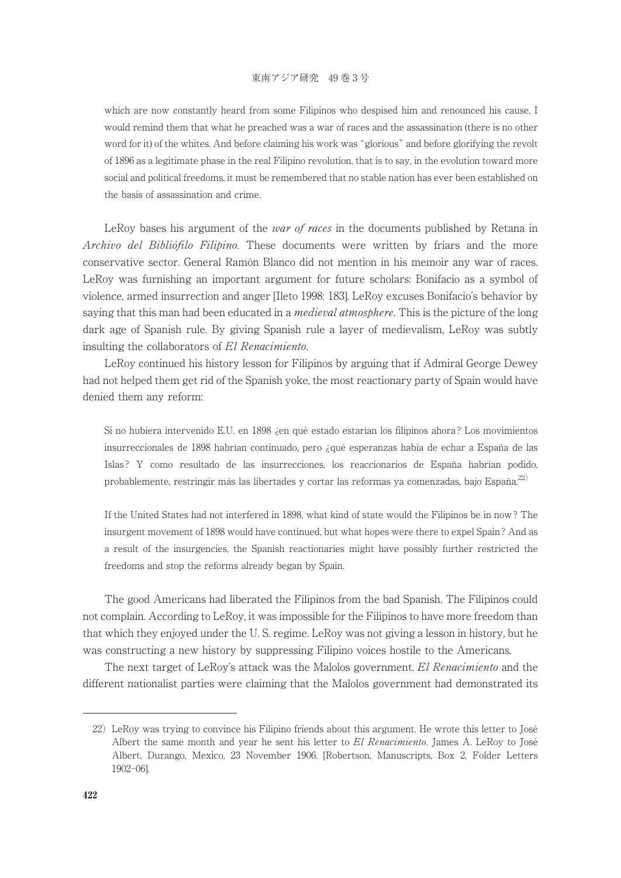which are now constantly heard from some Filipinos who despised him and renounced his cause, I would remind them that what he preached was a war of races and the assassination (there is no other word for it) of the whites. And before claiming his work was "glorious" and before glorifying the revolt of 1896 as a legitimate phase in the real Filipino revolution, that is to say, in the evolution toward more social and political freedoms, it must be remembered that no stable nation has ever been established on the basis of assassination and crime.

LeRoy bases his argument of the *war of races* in the documents published by Retana in *Archivo del Bibliófilo Filipino*. These documents were written by friars and the more conservative sector. General Ramón Blanco did not mention in his memoir any war of races. LeRoy was furnishing an important argument for future scholars: Bonifacio as a symbol of violence, armed insurrection and anger [Ileto 1998: 183]. LeRoy excuses Bonifacio's behavior by saying that this man had been educated in a *medieval atmosphere*. This is the picture of the long dark age of Spanish rule. By giving Spanish rule a layer of medievalism, LeRoy was subtly insulting the collaborators of *El Renacimiento*.

LeRoy continued his history lesson for Filipinos by arguing that if Admiral George Dewey had not helped them get rid of the Spanish yoke, the most reactionary party of Spain would have denied them any reform:

> Si no hubiera intervenido E.U. en 1898 ¿en qué estado estarían los filipinos ahora? Los movimientos insurreccionales de 1898 habrían continuado, pero ¿qué esperanzas había de echar a España de las Islas? Y como resultado de las insurrecciones, los reaccionarios de España habrían podido, probablemente, restringir más las libertades y cortar las reformas ya comenzadas, bajo España.[22)]
>
> If the United States had not interfered in 1898, what kind of state would the Filipinos be in now? The insurgent movement of 1898 would have continued, but what hopes were there to expel Spain? And as a result of the insurgencies, the Spanish reactionaries might have possibly further restricted the freedoms and stop the reforms already began by Spain.

The good Americans had liberated the Filipinos from the bad Spanish. The Filipinos could not complain. According to LeRoy, it was impossible for the Filipinos to have more freedom than that which they enjoyed under the U. S. regime. LeRoy was not giving a lesson in history, but he was constructing a new history by suppressing Filipino voices hostile to the Americans.

The next target of LeRoy's attack was the Malolos government. *El Renacimiento* and the different nationalist parties were claiming that the Malolos government had demonstrated its

---

22) LeRoy was trying to convince his Filipino friends about this argument. He wrote this letter to José Albert the same month and year he sent his letter to *El Renacimiento*. James A. LeRoy to José Albert, Durango, Mexico, 23 November 1906. [Robertson, Manuscripts, Box 2, Folder Letters 1902–06].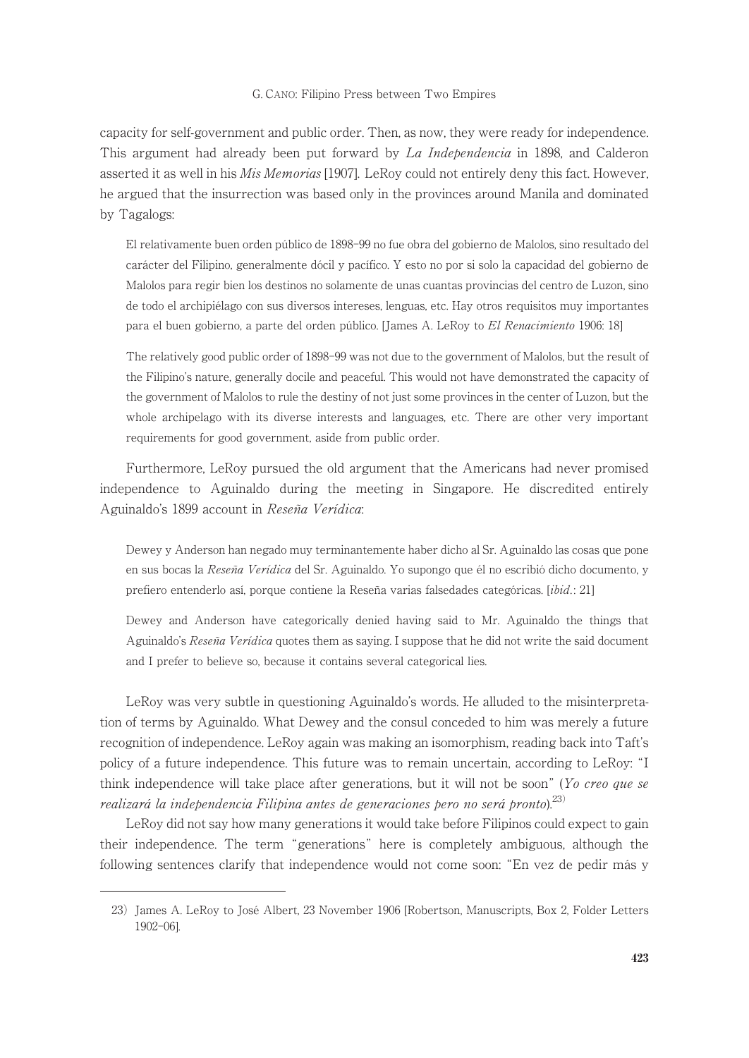capacity for self-government and public order. Then, as now, they were ready for independence. This argument had already been put forward by *La Independencia* in 1898, and Calderon asserted it as well in his *Mis Memorias* [1907]. LeRoy could not entirely deny this fact. However, he argued that the insurrection was based only in the provinces around Manila and dominated by Tagalogs:

> El relativamente buen orden público de 1898–99 no fue obra del gobierno de Malolos, sino resultado del carácter del Filipino, generalmente dócil y pacífico. Y esto no por si solo la capacidad del gobierno de Malolos para regir bien los destinos no solamente de unas cuantas provincias del centro de Luzon, sino de todo el archipiélago con sus diversos intereses, lenguas, etc. Hay otros requisitos muy importantes para el buen gobierno, a parte del orden público. [James A. LeRoy to *El Renacimiento* 1906: 18]

> The relatively good public order of 1898–99 was not due to the government of Malolos, but the result of the Filipino's nature, generally docile and peaceful. This would not have demonstrated the capacity of the government of Malolos to rule the destiny of not just some provinces in the center of Luzon, but the whole archipelago with its diverse interests and languages, etc. There are other very important requirements for good government, aside from public order.

Furthermore, LeRoy pursued the old argument that the Americans had never promised independence to Aguinaldo during the meeting in Singapore. He discredited entirely Aguinaldo's 1899 account in *Reseña Verídica*:

> Dewey y Anderson han negado muy terminantemente haber dicho al Sr. Aguinaldo las cosas que pone en sus bocas la *Reseña Verídica* del Sr. Aguinaldo. Yo supongo que él no escribió dicho documento, y prefiero entenderlo así, porque contiene la Reseña varias falsedades categóricas. [*ibid.*: 21]

> Dewey and Anderson have categorically denied having said to Mr. Aguinaldo the things that Aguinaldo's *Reseña Verídica* quotes them as saying. I suppose that he did not write the said document and I prefer to believe so, because it contains several categorical lies.

LeRoy was very subtle in questioning Aguinaldo's words. He alluded to the misinterpretation of terms by Aguinaldo. What Dewey and the consul conceded to him was merely a future recognition of independence. LeRoy again was making an isomorphism, reading back into Taft's policy of a future independence. This future was to remain uncertain, according to LeRoy: "I think independence will take place after generations, but it will not be soon" (*Yo creo que se realizará la independencia Filipina antes de generaciones pero no será pronto*).[23]

LeRoy did not say how many generations it would take before Filipinos could expect to gain their independence. The term "generations" here is completely ambiguous, although the following sentences clarify that independence would not come soon: "En vez de pedir más y

23) James A. LeRoy to José Albert, 23 November 1906 [Robertson, Manuscripts, Box 2, Folder Letters 1902–06].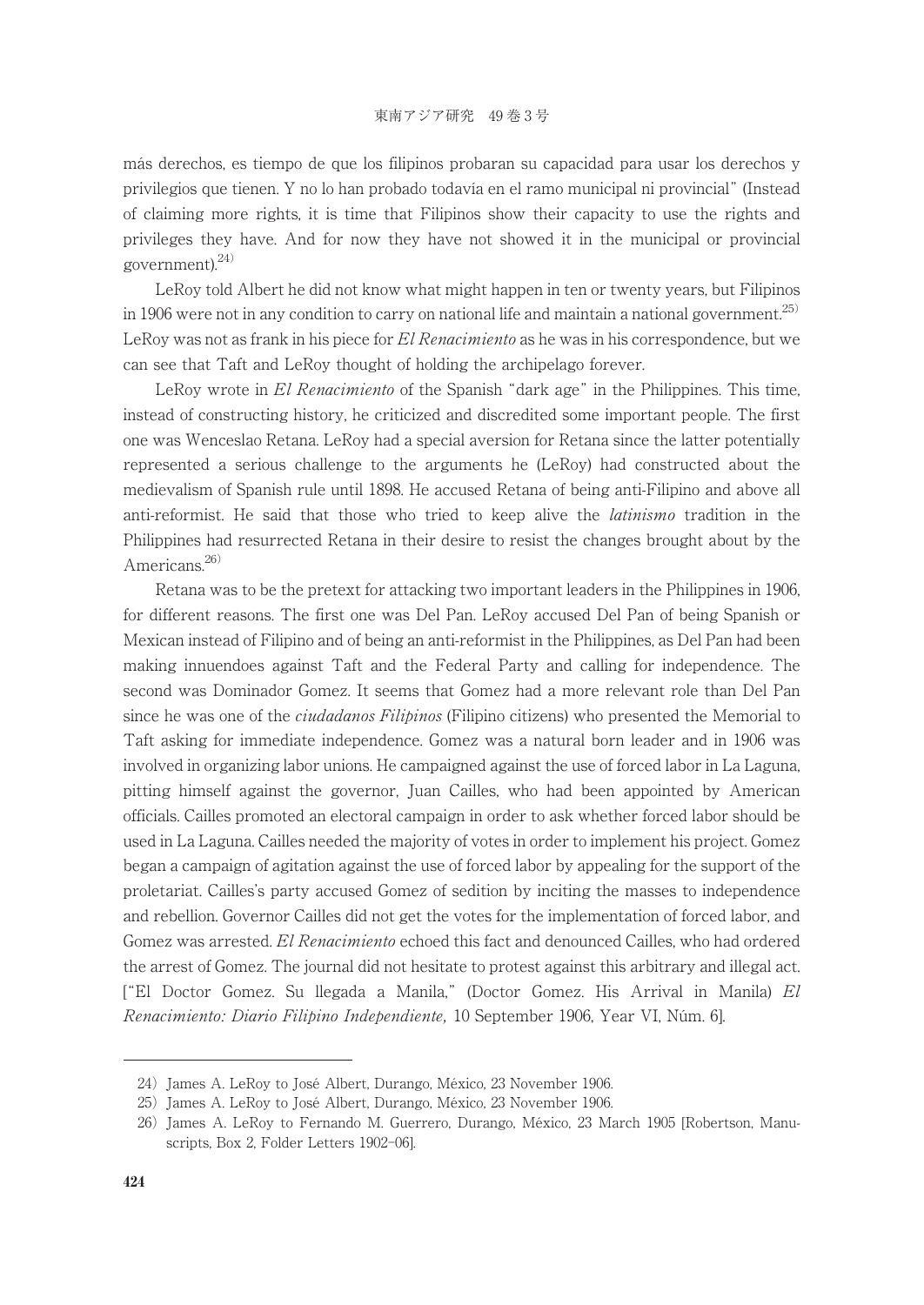más derechos, es tiempo de que los filipinos probaran su capacidad para usar los derechos y privilegios que tienen. Y no lo han probado todavía en el ramo municipal ni provincial" (Instead of claiming more rights, it is time that Filipinos show their capacity to use the rights and privileges they have. And for now they have not showed it in the municipal or provincial government).[24]

LeRoy told Albert he did not know what might happen in ten or twenty years, but Filipinos in 1906 were not in any condition to carry on national life and maintain a national government.[25] LeRoy was not as frank in his piece for *El Renacimiento* as he was in his correspondence, but we can see that Taft and LeRoy thought of holding the archipelago forever.

LeRoy wrote in *El Renacimiento* of the Spanish "dark age" in the Philippines. This time, instead of constructing history, he criticized and discredited some important people. The first one was Wenceslao Retana. LeRoy had a special aversion for Retana since the latter potentially represented a serious challenge to the arguments he (LeRoy) had constructed about the medievalism of Spanish rule until 1898. He accused Retana of being anti-Filipino and above all anti-reformist. He said that those who tried to keep alive the *latinismo* tradition in the Philippines had resurrected Retana in their desire to resist the changes brought about by the Americans.[26]

Retana was to be the pretext for attacking two important leaders in the Philippines in 1906, for different reasons. The first one was Del Pan. LeRoy accused Del Pan of being Spanish or Mexican instead of Filipino and of being an anti-reformist in the Philippines, as Del Pan had been making innuendoes against Taft and the Federal Party and calling for independence. The second was Dominador Gomez. It seems that Gomez had a more relevant role than Del Pan since he was one of the *ciudadanos Filipinos* (Filipino citizens) who presented the Memorial to Taft asking for immediate independence. Gomez was a natural born leader and in 1906 was involved in organizing labor unions. He campaigned against the use of forced labor in La Laguna, pitting himself against the governor, Juan Cailles, who had been appointed by American officials. Cailles promoted an electoral campaign in order to ask whether forced labor should be used in La Laguna. Cailles needed the majority of votes in order to implement his project. Gomez began a campaign of agitation against the use of forced labor by appealing for the support of the proletariat. Cailles's party accused Gomez of sedition by inciting the masses to independence and rebellion. Governor Cailles did not get the votes for the implementation of forced labor, and Gomez was arrested. *El Renacimiento* echoed this fact and denounced Cailles, who had ordered the arrest of Gomez. The journal did not hesitate to protest against this arbitrary and illegal act. ["El Doctor Gomez. Su llegada a Manila," (Doctor Gomez. His Arrival in Manila) *El Renacimiento: Diario Filipino Independiente,* 10 September 1906, Year VI, Núm. 6].

---

24) James A. LeRoy to José Albert, Durango, México, 23 November 1906.

25) James A. LeRoy to José Albert, Durango, México, 23 November 1906.

26) James A. LeRoy to Fernando M. Guerrero, Durango, México, 23 March 1905 [Robertson, Manuscripts, Box 2, Folder Letters 1902–06].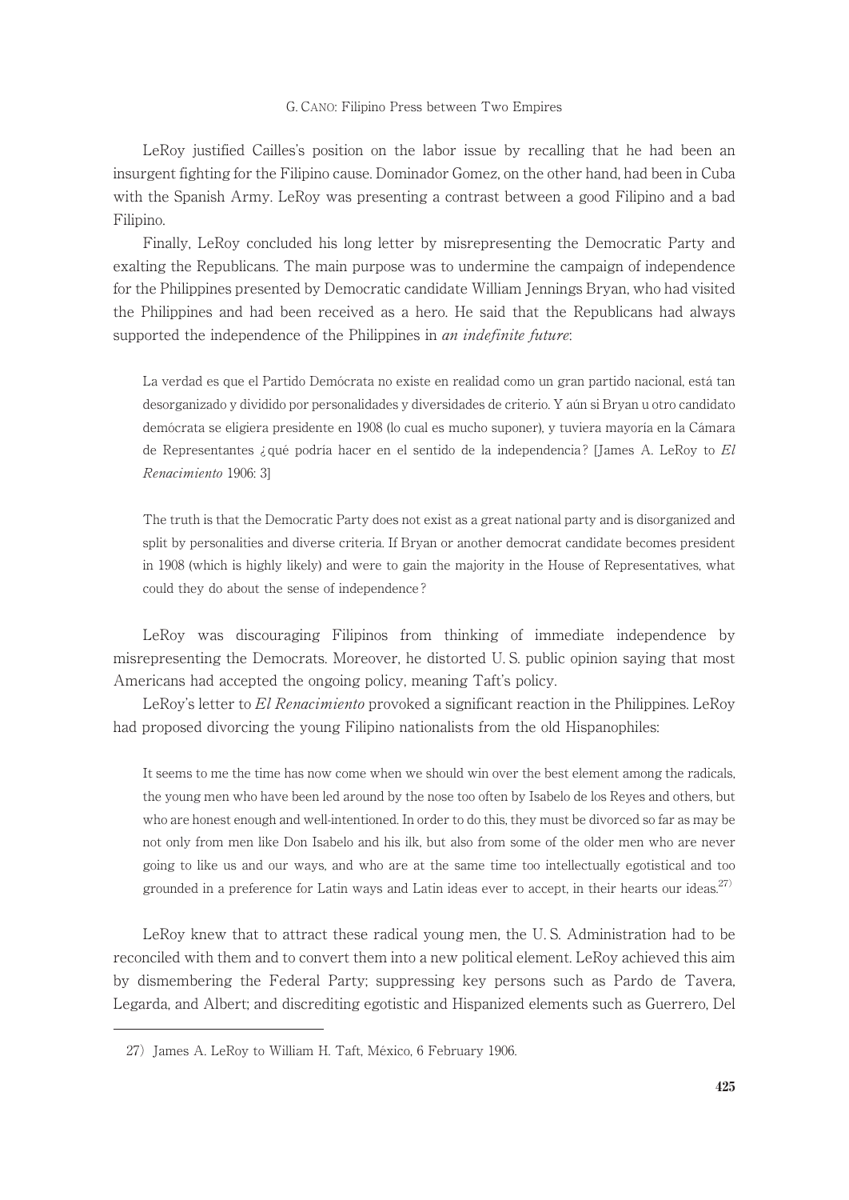LeRoy justified Cailles's position on the labor issue by recalling that he had been an insurgent fighting for the Filipino cause. Dominador Gomez, on the other hand, had been in Cuba with the Spanish Army. LeRoy was presenting a contrast between a good Filipino and a bad Filipino.

Finally, LeRoy concluded his long letter by misrepresenting the Democratic Party and exalting the Republicans. The main purpose was to undermine the campaign of independence for the Philippines presented by Democratic candidate William Jennings Bryan, who had visited the Philippines and had been received as a hero. He said that the Republicans had always supported the independence of the Philippines in *an indefinite future*:

> La verdad es que el Partido Demócrata no existe en realidad como un gran partido nacional, está tan desorganizado y dividido por personalidades y diversidades de criterio. Y aún si Bryan u otro candidato demócrata se eligiera presidente en 1908 (lo cual es mucho suponer), y tuviera mayoría en la Cámara de Representantes ¿qué podría hacer en el sentido de la independencia? [James A. LeRoy to *El Renacimiento* 1906: 3]

> The truth is that the Democratic Party does not exist as a great national party and is disorganized and split by personalities and diverse criteria. If Bryan or another democrat candidate becomes president in 1908 (which is highly likely) and were to gain the majority in the House of Representatives, what could they do about the sense of independence?

LeRoy was discouraging Filipinos from thinking of immediate independence by misrepresenting the Democrats. Moreover, he distorted U. S. public opinion saying that most Americans had accepted the ongoing policy, meaning Taft's policy.

LeRoy's letter to *El Renacimiento* provoked a significant reaction in the Philippines. LeRoy had proposed divorcing the young Filipino nationalists from the old Hispanophiles:

> It seems to me the time has now come when we should win over the best element among the radicals, the young men who have been led around by the nose too often by Isabelo de los Reyes and others, but who are honest enough and well-intentioned. In order to do this, they must be divorced so far as may be not only from men like Don Isabelo and his ilk, but also from some of the older men who are never going to like us and our ways, and who are at the same time too intellectually egotistical and too grounded in a preference for Latin ways and Latin ideas ever to accept, in their hearts our ideas.[27]

LeRoy knew that to attract these radical young men, the U. S. Administration had to be reconciled with them and to convert them into a new political element. LeRoy achieved this aim by dismembering the Federal Party; suppressing key persons such as Pardo de Tavera, Legarda, and Albert; and discrediting egotistic and Hispanized elements such as Guerrero, Del

---

27) James A. LeRoy to William H. Taft, México, 6 February 1906.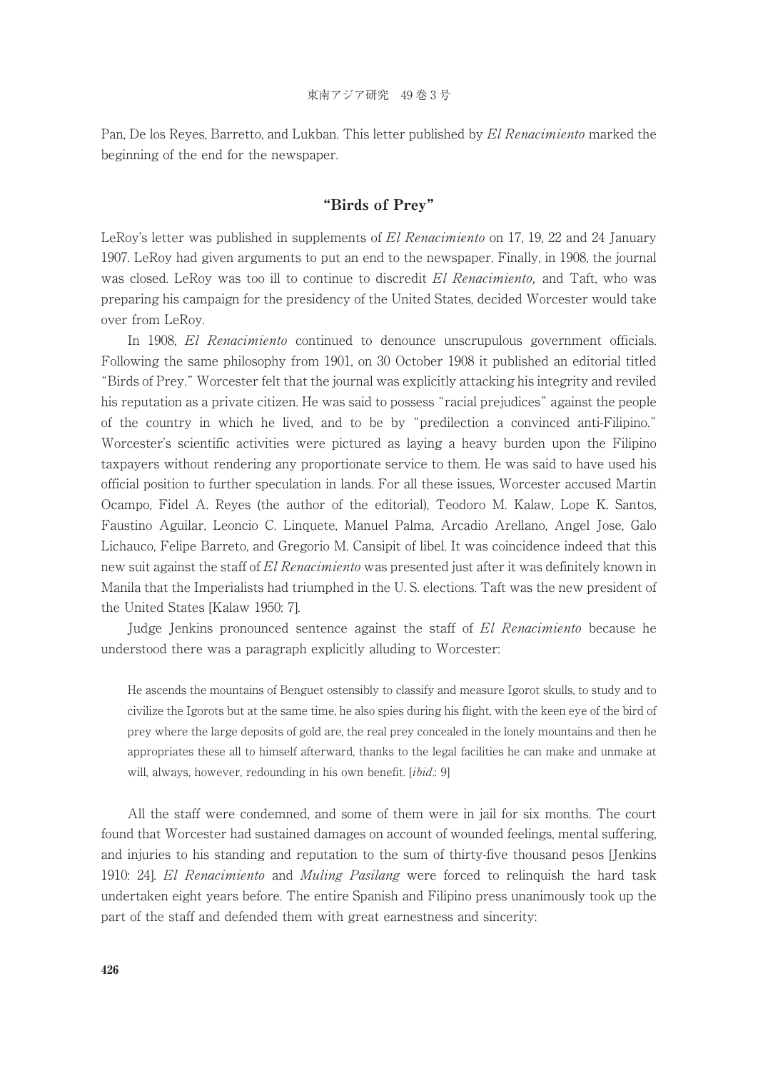Pan, De los Reyes, Barretto, and Lukban. This letter published by *El Renacimiento* marked the beginning of the end for the newspaper.

## "Birds of Prey"

LeRoy's letter was published in supplements of *El Renacimiento* on 17, 19, 22 and 24 January 1907. LeRoy had given arguments to put an end to the newspaper. Finally, in 1908, the journal was closed. LeRoy was too ill to continue to discredit *El Renacimiento,* and Taft, who was preparing his campaign for the presidency of the United States, decided Worcester would take over from LeRoy.

In 1908, *El Renacimiento* continued to denounce unscrupulous government officials. Following the same philosophy from 1901, on 30 October 1908 it published an editorial titled "Birds of Prey." Worcester felt that the journal was explicitly attacking his integrity and reviled his reputation as a private citizen. He was said to possess "racial prejudices" against the people of the country in which he lived, and to be by "predilection a convinced anti-Filipino." Worcester's scientific activities were pictured as laying a heavy burden upon the Filipino taxpayers without rendering any proportionate service to them. He was said to have used his official position to further speculation in lands. For all these issues, Worcester accused Martin Ocampo, Fidel A. Reyes (the author of the editorial), Teodoro M. Kalaw, Lope K. Santos, Faustino Aguilar, Leoncio C. Linquete, Manuel Palma, Arcadio Arellano, Angel Jose, Galo Lichauco, Felipe Barreto, and Gregorio M. Cansipit of libel. It was coincidence indeed that this new suit against the staff of *El Renacimiento* was presented just after it was definitely known in Manila that the Imperialists had triumphed in the U. S. elections. Taft was the new president of the United States [Kalaw 1950: 7].

Judge Jenkins pronounced sentence against the staff of *El Renacimiento* because he understood there was a paragraph explicitly alluding to Worcester:

> He ascends the mountains of Benguet ostensibly to classify and measure Igorot skulls, to study and to civilize the Igorots but at the same time, he also spies during his flight, with the keen eye of the bird of prey where the large deposits of gold are, the real prey concealed in the lonely mountains and then he appropriates these all to himself afterward, thanks to the legal facilities he can make and unmake at will, always, however, redounding in his own benefit. [*ibid*.: 9]

All the staff were condemned, and some of them were in jail for six months. The court found that Worcester had sustained damages on account of wounded feelings, mental suffering, and injuries to his standing and reputation to the sum of thirty-five thousand pesos [Jenkins 1910: 24]. *El Renacimiento* and *Muling Pasilang* were forced to relinquish the hard task undertaken eight years before. The entire Spanish and Filipino press unanimously took up the part of the staff and defended them with great earnestness and sincerity: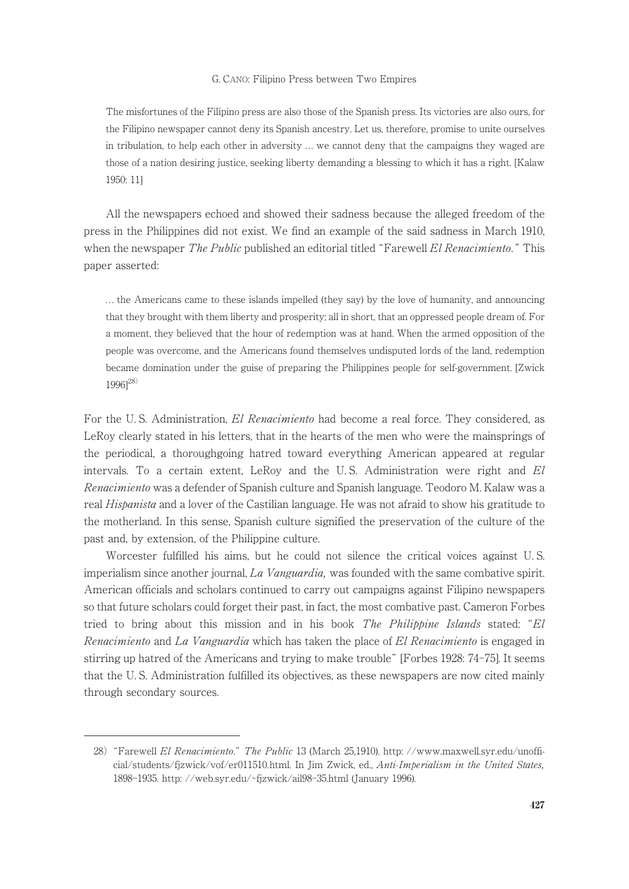> The misfortunes of the Filipino press are also those of the Spanish press. Its victories are also ours, for the Filipino newspaper cannot deny its Spanish ancestry. Let us, therefore, promise to unite ourselves in tribulation, to help each other in adversity … we cannot deny that the campaigns they waged are those of a nation desiring justice, seeking liberty demanding a blessing to which it has a right. [Kalaw 1950: 11]

All the newspapers echoed and showed their sadness because the alleged freedom of the press in the Philippines did not exist. We find an example of the said sadness in March 1910, when the newspaper *The Public* published an editorial titled "Farewell *El Renacimiento.*" This paper asserted:

> … the Americans came to these islands impelled (they say) by the love of humanity, and announcing that they brought with them liberty and prosperity; all in short, that an oppressed people dream of. For a moment, they believed that the hour of redemption was at hand. When the armed opposition of the people was overcome, and the Americans found themselves undisputed lords of the land, redemption became domination under the guise of preparing the Philippines people for self-government. [Zwick 1996][28]

For the U. S. Administration, *El Renacimiento* had become a real force. They considered, as LeRoy clearly stated in his letters, that in the hearts of the men who were the mainsprings of the periodical, a thoroughgoing hatred toward everything American appeared at regular intervals. To a certain extent, LeRoy and the U. S. Administration were right and *El Renacimiento* was a defender of Spanish culture and Spanish language. Teodoro M. Kalaw was a real *Hispanista* and a lover of the Castilian language. He was not afraid to show his gratitude to the motherland. In this sense, Spanish culture signified the preservation of the culture of the past and, by extension, of the Philippine culture.

Worcester fulfilled his aims, but he could not silence the critical voices against U. S. imperialism since another journal, *La Vanguardia,* was founded with the same combative spirit. American officials and scholars continued to carry out campaigns against Filipino newspapers so that future scholars could forget their past, in fact, the most combative past. Cameron Forbes tried to bring about this mission and in his book *The Philippine Islands* stated: "*El Renacimiento* and *La Vanguardia* which has taken the place of *El Renacimiento* is engaged in stirring up hatred of the Americans and trying to make trouble" [Forbes 1928: 74–75]. It seems that the U. S. Administration fulfilled its objectives, as these newspapers are now cited mainly through secondary sources.

---

28) "Farewell *El Renacimiento*." *The Public* 13 (March 25,1910). http: //www.maxwell.syr.edu/unofficial/students/fjzwick/vof/er011510.html. In Jim Zwick, ed., *Anti-Imperialism in the United States,* 1898–1935. http: //web.syr.edu/~fjzwick/ail98-35.html (January 1996).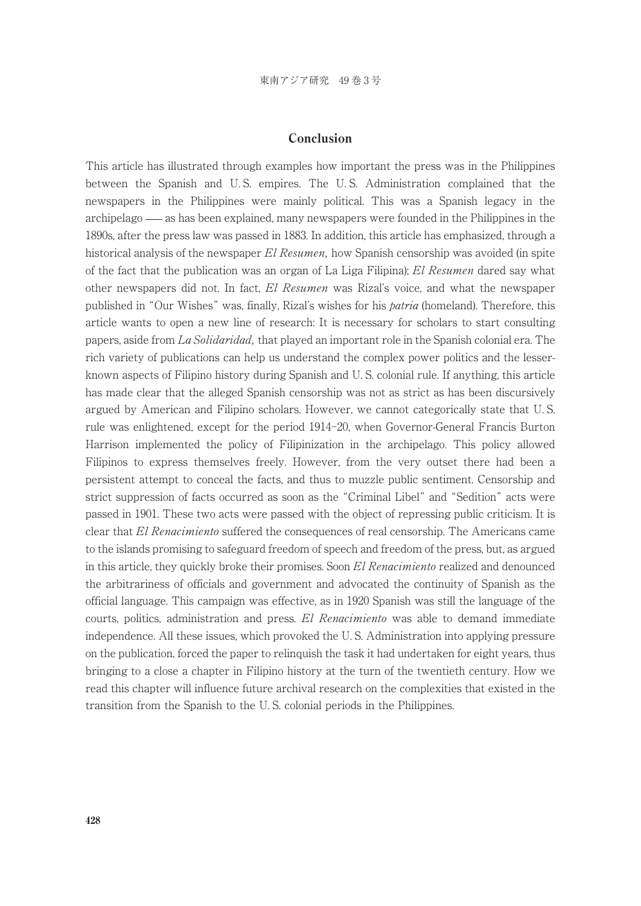## Conclusion

This article has illustrated through examples how important the press was in the Philippines between the Spanish and U. S. empires. The U. S. Administration complained that the newspapers in the Philippines were mainly political. This was a Spanish legacy in the archipelago — as has been explained, many newspapers were founded in the Philippines in the 1890s, after the press law was passed in 1883. In addition, this article has emphasized, through a historical analysis of the newspaper *El Resumen,* how Spanish censorship was avoided (in spite of the fact that the publication was an organ of La Liga Filipina); *El Resumen* dared say what other newspapers did not. In fact, *El Resumen* was Rizal's voice, and what the newspaper published in "Our Wishes" was, finally, Rizal's wishes for his *patria* (homeland). Therefore, this article wants to open a new line of research: It is necessary for scholars to start consulting papers, aside from *La Solidaridad,* that played an important role in the Spanish colonial era. The rich variety of publications can help us understand the complex power politics and the lesser-known aspects of Filipino history during Spanish and U. S. colonial rule. If anything, this article has made clear that the alleged Spanish censorship was not as strict as has been discursively argued by American and Filipino scholars. However, we cannot categorically state that U. S. rule was enlightened, except for the period 1914–20, when Governor-General Francis Burton Harrison implemented the policy of Filipinization in the archipelago. This policy allowed Filipinos to express themselves freely. However, from the very outset there had been a persistent attempt to conceal the facts, and thus to muzzle public sentiment. Censorship and strict suppression of facts occurred as soon as the "Criminal Libel" and "Sedition" acts were passed in 1901. These two acts were passed with the object of repressing public criticism. It is clear that *El Renacimiento* suffered the consequences of real censorship. The Americans came to the islands promising to safeguard freedom of speech and freedom of the press, but, as argued in this article, they quickly broke their promises. Soon *El Renacimiento* realized and denounced the arbitrariness of officials and government and advocated the continuity of Spanish as the official language. This campaign was effective, as in 1920 Spanish was still the language of the courts, politics, administration and press. *El Renacimiento* was able to demand immediate independence. All these issues, which provoked the U. S. Administration into applying pressure on the publication, forced the paper to relinquish the task it had undertaken for eight years, thus bringing to a close a chapter in Filipino history at the turn of the twentieth century. How we read this chapter will influence future archival research on the complexities that existed in the transition from the Spanish to the U. S. colonial periods in the Philippines.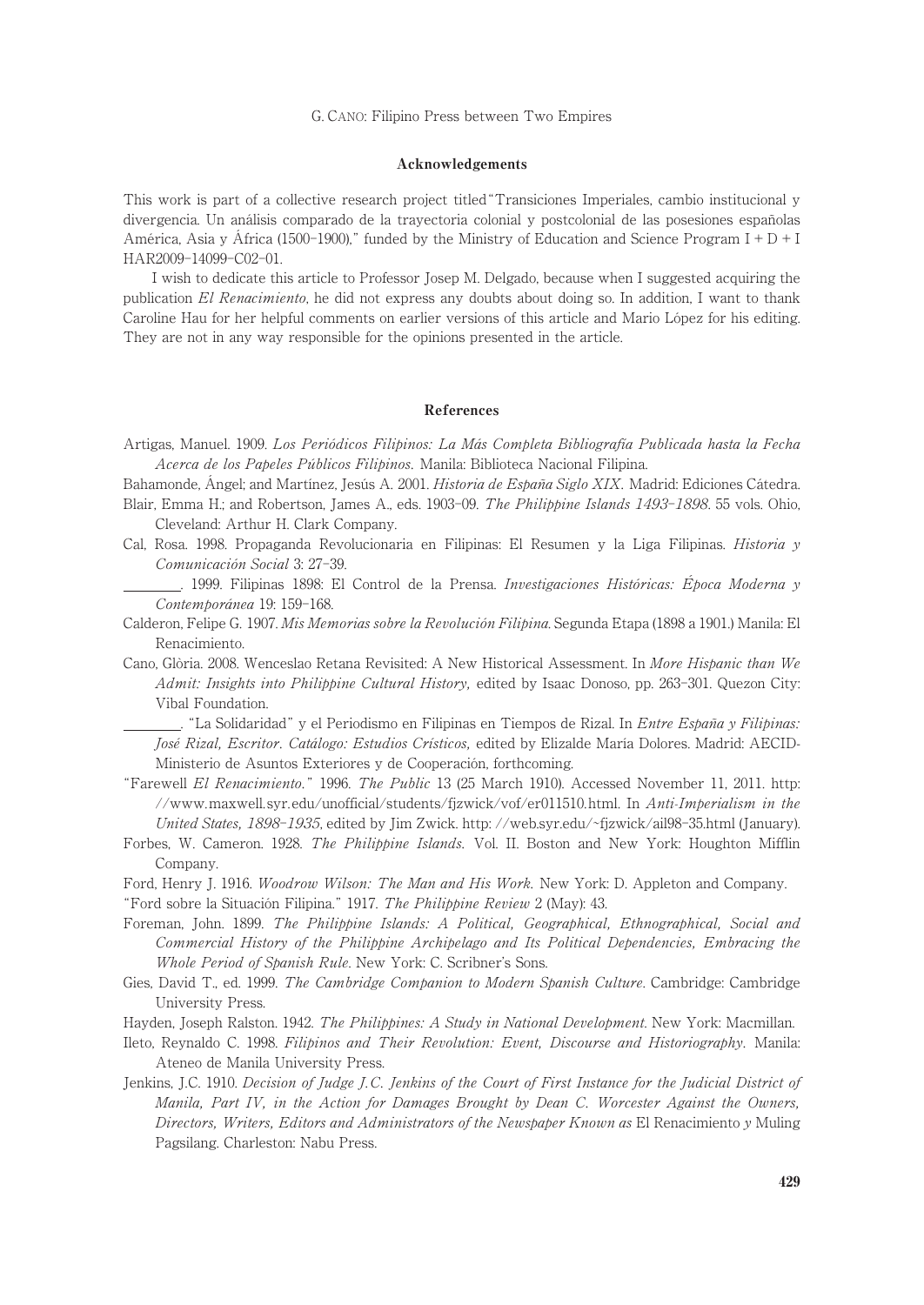## Acknowledgements

This work is part of a collective research project titled "Transiciones Imperiales, cambio institucional y divergencia. Un análisis comparado de la trayectoria colonial y postcolonial de las posesiones españolas América, Asia y África (1500–1900)," funded by the Ministry of Education and Science Program I + D + I HAR2009-14099-C02-01.

I wish to dedicate this article to Professor Josep M. Delgado, because when I suggested acquiring the publication *El Renacimiento*, he did not express any doubts about doing so. In addition, I want to thank Caroline Hau for her helpful comments on earlier versions of this article and Mario López for his editing. They are not in any way responsible for the opinions presented in the article.

## References

Artigas, Manuel. 1909. *Los Periódicos Filipinos: La Más Completa Bibliografía Publicada hasta la Fecha Acerca de los Papeles Públicos Filipinos*. Manila: Biblioteca Nacional Filipina.

Bahamonde, Ángel; and Martínez, Jesús A. 2001. *Historia de España Siglo XIX*. Madrid: Ediciones Cátedra.

Blair, Emma H.; and Robertson, James A., eds. 1903–09. *The Philippine Islands 1493–1898*. 55 vols. Ohio, Cleveland: Arthur H. Clark Company.

Cal, Rosa. 1998. Propaganda Revolucionaria en Filipinas: El Resumen y la Liga Filipinas. *Historia y Comunicación Social* 3: 27–39.

________. 1999. Filipinas 1898: El Control de la Prensa. *Investigaciones Históricas: Época Moderna y Contemporánea* 19: 159–168.

Calderon, Felipe G. 1907. *Mis Memorias sobre la Revolución Filipina*. Segunda Etapa (1898 a 1901.) Manila: El Renacimiento.

Cano, Glòria. 2008. Wenceslao Retana Revisited: A New Historical Assessment. In *More Hispanic than We Admit: Insights into Philippine Cultural History*, edited by Isaac Donoso, pp. 263–301. Quezon City: Vibal Foundation.

________. "La Solidaridad" y el Periodismo en Filipinas en Tiempos de Rizal. In *Entre España y Filipinas: José Rizal, Escritor. Catálogo: Estudios Crísticos*, edited by Elizalde María Dolores. Madrid: AECID-Ministerio de Asuntos Exteriores y de Cooperación, forthcoming.

"Farewell *El Renacimiento*." 1996. *The Public* 13 (25 March 1910). Accessed November 11, 2011. http://www.maxwell.syr.edu/unofficial/students/fjzwick/vof/er011510.html. In *Anti-Imperialism in the United States, 1898–1935*, edited by Jim Zwick. http://web.syr.edu/~fjzwick/ail98-35.html (January).

Forbes, W. Cameron. 1928. *The Philippine Islands*. Vol. II. Boston and New York: Houghton Mifflin Company.

Ford, Henry J. 1916. *Woodrow Wilson: The Man and His Work*. New York: D. Appleton and Company.

"Ford sobre la Situación Filipina." 1917. *The Philippine Review* 2 (May): 43.

Foreman, John. 1899. *The Philippine Islands: A Political, Geographical, Ethnographical, Social and Commercial History of the Philippine Archipelago and Its Political Dependencies, Embracing the Whole Period of Spanish Rule*. New York: C. Scribner's Sons.

Gies, David T., ed. 1999. *The Cambridge Companion to Modern Spanish Culture*. Cambridge: Cambridge University Press.

Hayden, Joseph Ralston. 1942. *The Philippines: A Study in National Development*. New York: Macmillan.

Ileto, Reynaldo C. 1998. *Filipinos and Their Revolution: Event, Discourse and Historiography*. Manila: Ateneo de Manila University Press.

Jenkins, J.C. 1910. *Decision of Judge J.C. Jenkins of the Court of First Instance for the Judicial District of Manila, Part IV, in the Action for Damages Brought by Dean C. Worcester Against the Owners, Directors, Writers, Editors and Administrators of the Newspaper Known as* El Renacimiento *y* Muling Pagsilang. Charleston: Nabu Press.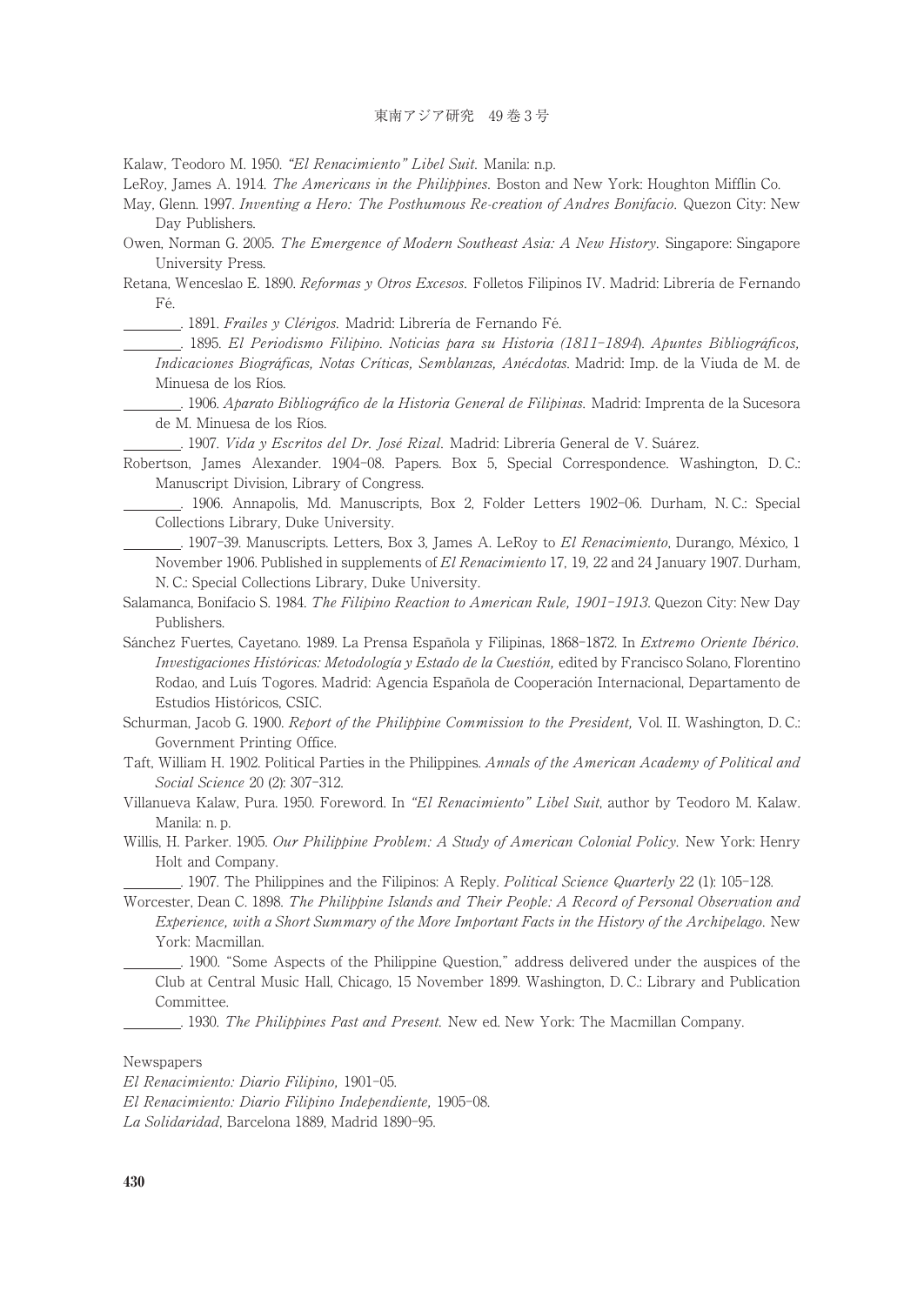Kalaw, Teodoro M. 1950. *"El Renacimiento" Libel Suit*. Manila: n.p.

LeRoy, James A. 1914. *The Americans in the Philippines*. Boston and New York: Houghton Mifflin Co.

May, Glenn. 1997. *Inventing a Hero: The Posthumous Re-creation of Andres Bonifacio*. Quezon City: New Day Publishers.

Owen, Norman G. 2005. *The Emergence of Modern Southeast Asia: A New History*. Singapore: Singapore University Press.

Retana, Wenceslao E. 1890. *Reformas y Otros Excesos*. Folletos Filipinos IV. Madrid: Librería de Fernando Fé.

________. 1891. *Frailes y Clérigos*. Madrid: Librería de Fernando Fé.

________. 1895. *El Periodismo Filipino. Noticias para su Historia (1811–1894). Apuntes Bibliográficos, Indicaciones Biográficas, Notas Críticas, Semblanzas, Anécdotas*. Madrid: Imp. de la Viuda de M. de Minuesa de los Ríos.

________. 1906. *Aparato Bibliográfico de la Historia General de Filipinas*. Madrid: Imprenta de la Sucesora de M. Minuesa de los Ríos.

________. 1907. *Vida y Escritos del Dr. José Rizal*. Madrid: Librería General de V. Suárez.

Robertson, James Alexander. 1904–08. Papers. Box 5, Special Correspondence. Washington, D. C.: Manuscript Division, Library of Congress.

________. 1906. Annapolis, Md. Manuscripts, Box 2, Folder Letters 1902–06. Durham, N. C.: Special Collections Library, Duke University.

________. 1907–39. Manuscripts. Letters, Box 3, James A. LeRoy to *El Renacimiento*, Durango, México, 1 November 1906. Published in supplements of *El Renacimiento* 17, 19, 22 and 24 January 1907. Durham, N. C.: Special Collections Library, Duke University.

Salamanca, Bonifacio S. 1984. *The Filipino Reaction to American Rule, 1901–1913*. Quezon City: New Day Publishers.

Sánchez Fuertes, Cayetano. 1989. La Prensa Española y Filipinas, 1868–1872. In *Extremo Oriente Ibérico. Investigaciones Históricas: Metodología y Estado de la Cuestión,* edited by Francisco Solano, Florentino Rodao, and Luís Togores. Madrid: Agencia Española de Cooperación Internacional, Departamento de Estudios Históricos, CSIC.

Schurman, Jacob G. 1900. *Report of the Philippine Commission to the President,* Vol. II. Washington, D. C.: Government Printing Office.

Taft, William H. 1902. Political Parties in the Philippines. *Annals of the American Academy of Political and Social Science* 20 (2): 307–312.

Villanueva Kalaw, Pura. 1950. Foreword. In *"El Renacimiento" Libel Suit*, author by Teodoro M. Kalaw. Manila: n. p.

Willis, H. Parker. 1905. *Our Philippine Problem: A Study of American Colonial Policy*. New York: Henry Holt and Company.

________. 1907. The Philippines and the Filipinos: A Reply. *Political Science Quarterly* 22 (1): 105–128.

Worcester, Dean C. 1898. *The Philippine Islands and Their People: A Record of Personal Observation and Experience, with a Short Summary of the More Important Facts in the History of the Archipelago*. New York: Macmillan.

________. 1900. "Some Aspects of the Philippine Question," address delivered under the auspices of the Club at Central Music Hall, Chicago, 15 November 1899. Washington, D. C.: Library and Publication Committee.

________. 1930. *The Philippines Past and Present*. New ed. New York: The Macmillan Company.

Newspapers

*El Renacimiento: Diario Filipino,* 1901–05.

*El Renacimiento: Diario Filipino Independiente,* 1905–08.

*La Solidaridad*, Barcelona 1889, Madrid 1890–95.